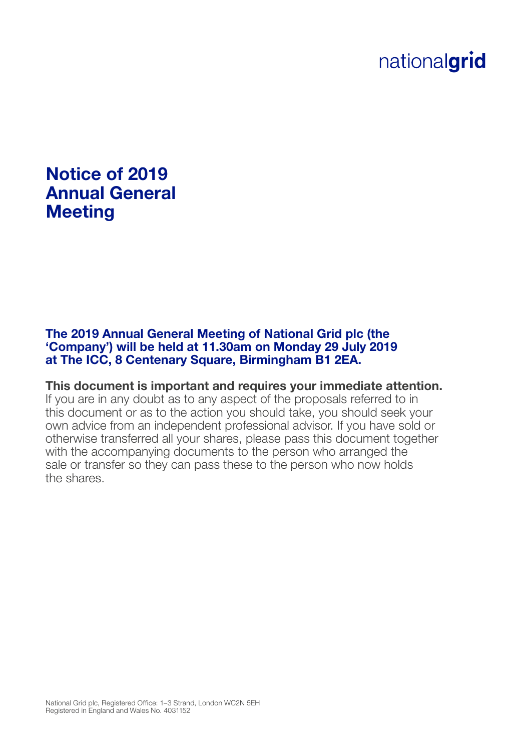nationalgrid

# Notice of 2019 Annual General Meeting

**The 2019 Annual General Meeting of National Grid plc (the 'Company') will be held at 11.30am on Monday 29 July 2019 at The ICC, 8 Centenary Square, Birmingham B1 2EA.**

**This document is important and requires your immediate attention.**
If you are in any doubt as to any aspect of the proposals referred to in this document or as to the action you should take, you should seek your own advice from an independent professional advisor. If you have sold or otherwise transferred all your shares, please pass this document together with the accompanying documents to the person who arranged the sale or transfer so they can pass these to the person who now holds the shares.

National Grid plc, Registered Office: 1–3 Strand, London WC2N 5EH
Registered in England and Wales No. 4031152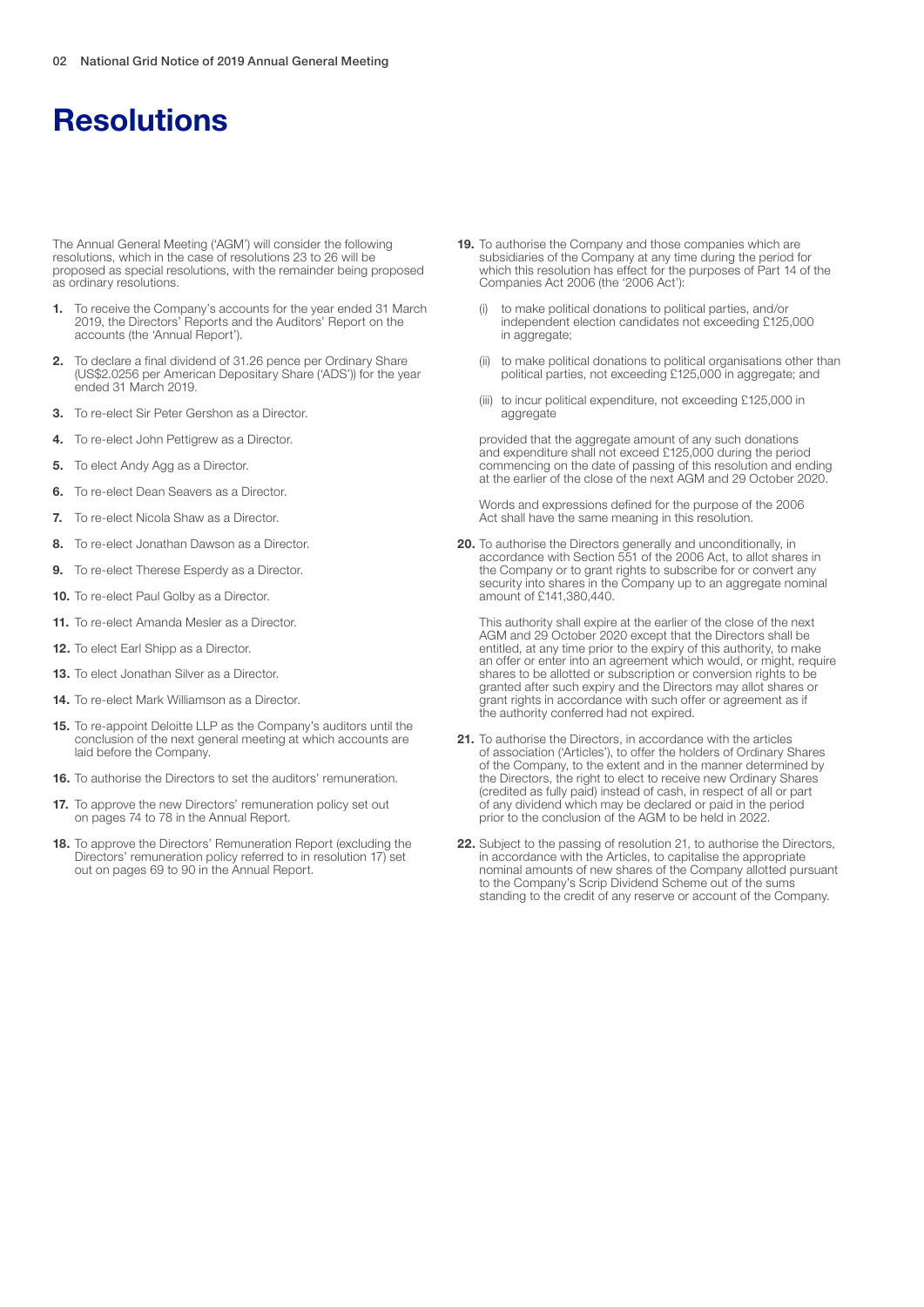# Resolutions

The Annual General Meeting ('AGM') will consider the following resolutions, which in the case of resolutions 23 to 26 will be proposed as special resolutions, with the remainder being proposed as ordinary resolutions.

1. To receive the Company's accounts for the year ended 31 March 2019, the Directors' Reports and the Auditors' Report on the accounts (the 'Annual Report').
2. To declare a final dividend of 31.26 pence per Ordinary Share (US$2.0256 per American Depositary Share ('ADS')) for the year ended 31 March 2019.
3. To re-elect Sir Peter Gershon as a Director.
4. To re-elect John Pettigrew as a Director.
5. To elect Andy Agg as a Director.
6. To re-elect Dean Seavers as a Director.
7. To re-elect Nicola Shaw as a Director.
8. To re-elect Jonathan Dawson as a Director.
9. To re-elect Therese Esperdy as a Director.
10. To re-elect Paul Golby as a Director.
11. To re-elect Amanda Mesler as a Director.
12. To elect Earl Shipp as a Director.
13. To elect Jonathan Silver as a Director.
14. To re-elect Mark Williamson as a Director.
15. To re-appoint Deloitte LLP as the Company's auditors until the conclusion of the next general meeting at which accounts are laid before the Company.
16. To authorise the Directors to set the auditors' remuneration.
17. To approve the new Directors' remuneration policy set out on pages 74 to 78 in the Annual Report.
18. To approve the Directors' Remuneration Report (excluding the Directors' remuneration policy referred to in resolution 17) set out on pages 69 to 90 in the Annual Report.
19. To authorise the Company and those companies which are subsidiaries of the Company at any time during the period for which this resolution has effect for the purposes of Part 14 of the Companies Act 2006 (the '2006 Act'):

    (i) to make political donations to political parties, and/or independent election candidates not exceeding £125,000 in aggregate;

    (ii) to make political donations to political organisations other than political parties, not exceeding £125,000 in aggregate; and

    (iii) to incur political expenditure, not exceeding £125,000 in aggregate

    provided that the aggregate amount of any such donations and expenditure shall not exceed £125,000 during the period commencing on the date of passing of this resolution and ending at the earlier of the close of the next AGM and 29 October 2020.

    Words and expressions defined for the purpose of the 2006 Act shall have the same meaning in this resolution.

20. To authorise the Directors generally and unconditionally, in accordance with Section 551 of the 2006 Act, to allot shares in the Company or to grant rights to subscribe for or convert any security into shares in the Company up to an aggregate nominal amount of £141,380,440.

    This authority shall expire at the earlier of the close of the next AGM and 29 October 2020 except that the Directors shall be entitled, at any time prior to the expiry of this authority, to make an offer or enter into an agreement which would, or might, require shares to be allotted or subscription or conversion rights to be granted after such expiry and the Directors may allot shares or grant rights in accordance with such offer or agreement as if the authority conferred had not expired.

21. To authorise the Directors, in accordance with the articles of association ('Articles'), to offer the holders of Ordinary Shares of the Company, to the extent and in the manner determined by the Directors, the right to elect to receive new Ordinary Shares (credited as fully paid) instead of cash, in respect of all or part of any dividend which may be declared or paid in the period prior to the conclusion of the AGM to be held in 2022.
22. Subject to the passing of resolution 21, to authorise the Directors, in accordance with the Articles, to capitalise the appropriate nominal amounts of new shares of the Company allotted pursuant to the Company's Scrip Dividend Scheme out of the sums standing to the credit of any reserve or account of the Company.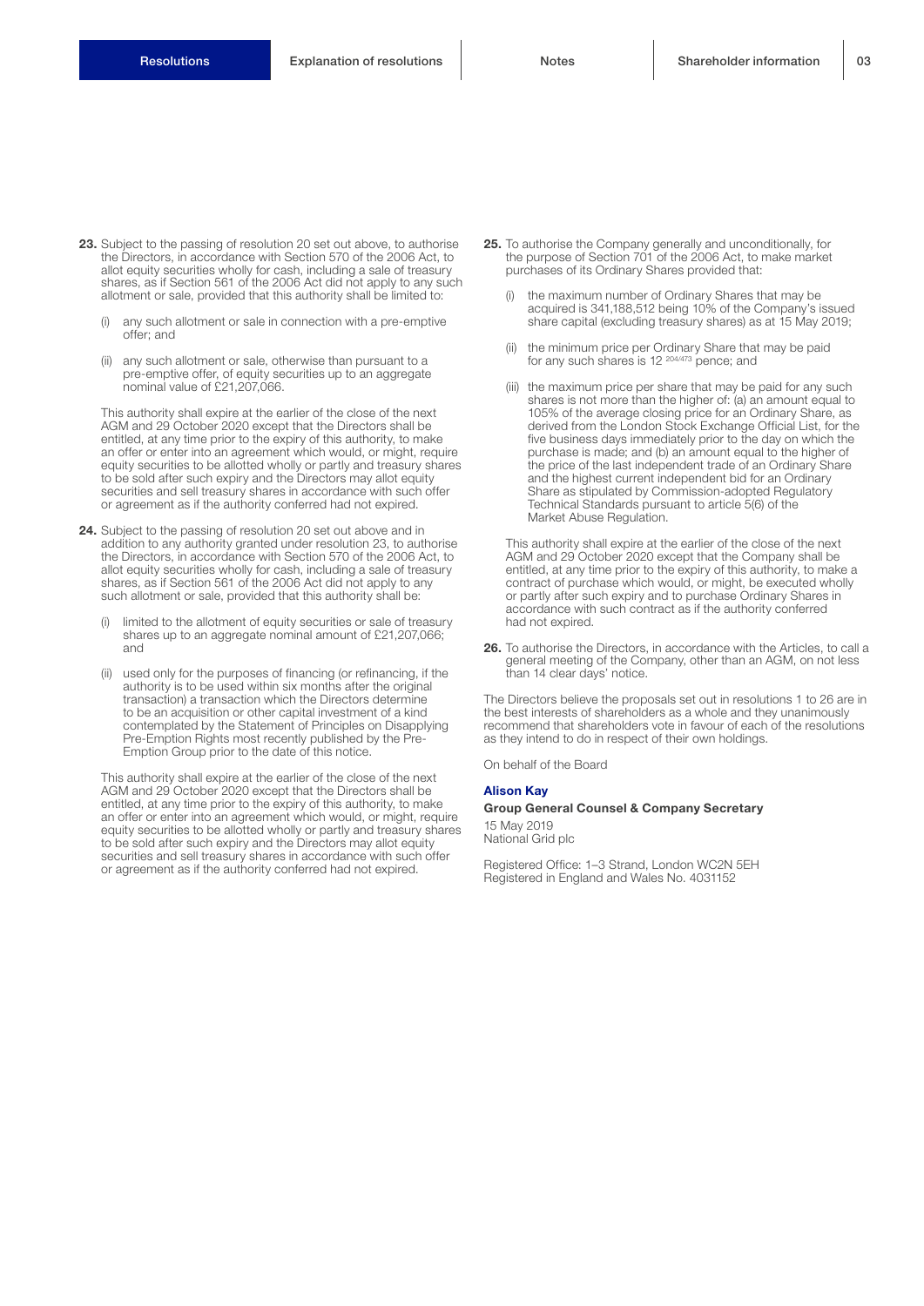**23.** Subject to the passing of resolution 20 set out above, to authorise the Directors, in accordance with Section 570 of the 2006 Act, to allot equity securities wholly for cash, including a sale of treasury shares, as if Section 561 of the 2006 Act did not apply to any such allotment or sale, provided that this authority shall be limited to:

(i) any such allotment or sale in connection with a pre-emptive offer; and

(ii) any such allotment or sale, otherwise than pursuant to a pre-emptive offer, of equity securities up to an aggregate nominal value of £21,207,066.

This authority shall expire at the earlier of the close of the next AGM and 29 October 2020 except that the Directors shall be entitled, at any time prior to the expiry of this authority, to make an offer or enter into an agreement which would, or might, require equity securities to be allotted wholly or partly and treasury shares to be sold after such expiry and the Directors may allot equity securities and sell treasury shares in accordance with such offer or agreement as if the authority conferred had not expired.

**24.** Subject to the passing of resolution 20 set out above and in addition to any authority granted under resolution 23, to authorise the Directors, in accordance with Section 570 of the 2006 Act, to allot equity securities wholly for cash, including a sale of treasury shares, as if Section 561 of the 2006 Act did not apply to any such allotment or sale, provided that this authority shall be:

(i) limited to the allotment of equity securities or sale of treasury shares up to an aggregate nominal amount of £21,207,066; and

(ii) used only for the purposes of financing (or refinancing, if the authority is to be used within six months after the original transaction) a transaction which the Directors determine to be an acquisition or other capital investment of a kind contemplated by the Statement of Principles on Disapplying Pre-Emption Rights most recently published by the Pre-Emption Group prior to the date of this notice.

This authority shall expire at the earlier of the close of the next AGM and 29 October 2020 except that the Directors shall be entitled, at any time prior to the expiry of this authority, to make an offer or enter into an agreement which would, or might, require equity securities to be allotted wholly or partly and treasury shares to be sold after such expiry and the Directors may allot equity securities and sell treasury shares in accordance with such offer or agreement as if the authority conferred had not expired.

**25.** To authorise the Company generally and unconditionally, for the purpose of Section 701 of the 2006 Act, to make market purchases of its Ordinary Shares provided that:

(i) the maximum number of Ordinary Shares that may be acquired is 341,188,512 being 10% of the Company's issued share capital (excluding treasury shares) as at 15 May 2019;

(ii) the minimum price per Ordinary Share that may be paid for any such shares is 12 $^{204/473}$ pence; and

(iii) the maximum price per share that may be paid for any such shares is not more than the higher of: (a) an amount equal to 105% of the average closing price for an Ordinary Share, as derived from the London Stock Exchange Official List, for the five business days immediately prior to the day on which the purchase is made; and (b) an amount equal to the higher of the price of the last independent trade of an Ordinary Share and the highest current independent bid for an Ordinary Share as stipulated by Commission-adopted Regulatory Technical Standards pursuant to article 5(6) of the Market Abuse Regulation.

This authority shall expire at the earlier of the close of the next AGM and 29 October 2020 except that the Company shall be entitled, at any time prior to the expiry of this authority, to make a contract of purchase which would, or might, be executed wholly or partly after such expiry and to purchase Ordinary Shares in accordance with such contract as if the authority conferred had not expired.

**26.** To authorise the Directors, in accordance with the Articles, to call a general meeting of the Company, other than an AGM, on not less than 14 clear days' notice.

The Directors believe the proposals set out in resolutions 1 to 26 are in the best interests of shareholders as a whole and they unanimously recommend that shareholders vote in favour of each of the resolutions as they intend to do in respect of their own holdings.

On behalf of the Board

**Alison Kay**

**Group General Counsel & Company Secretary**

15 May 2019
National Grid plc

Registered Office: 1–3 Strand, London WC2N 5EH
Registered in England and Wales No. 4031152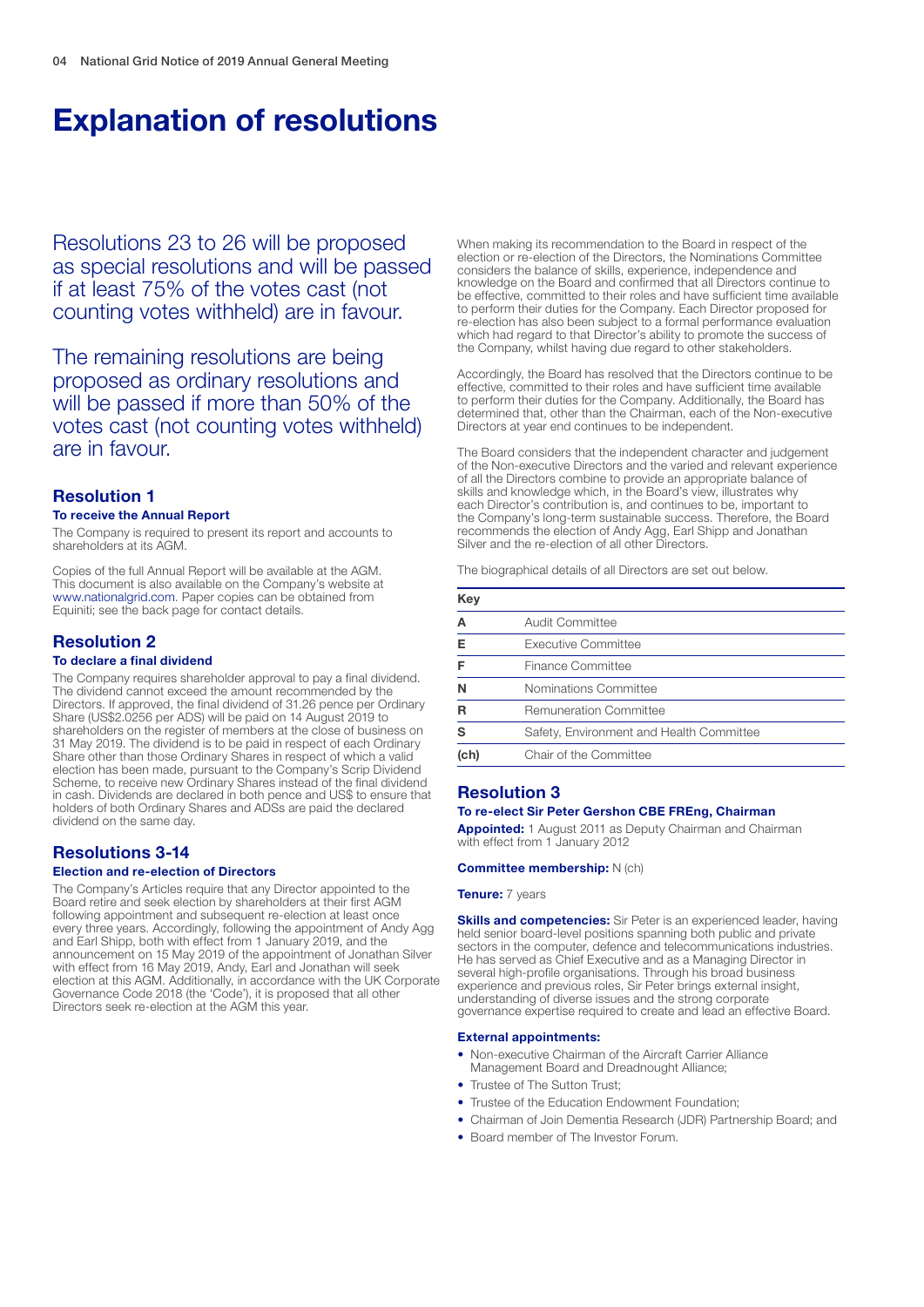# Explanation of resolutions

Resolutions 23 to 26 will be proposed as special resolutions and will be passed if at least 75% of the votes cast (not counting votes withheld) are in favour.

The remaining resolutions are being proposed as ordinary resolutions and will be passed if more than 50% of the votes cast (not counting votes withheld) are in favour.

## Resolution 1

### To receive the Annual Report

The Company is required to present its report and accounts to shareholders at its AGM.

Copies of the full Annual Report will be available at the AGM. This document is also available on the Company's website at www.nationalgrid.com. Paper copies can be obtained from Equiniti; see the back page for contact details.

## Resolution 2

### To declare a final dividend

The Company requires shareholder approval to pay a final dividend. The dividend cannot exceed the amount recommended by the Directors. If approved, the final dividend of 31.26 pence per Ordinary Share (US$2.0256 per ADS) will be paid on 14 August 2019 to shareholders on the register of members at the close of business on 31 May 2019. The dividend is to be paid in respect of each Ordinary Share other than those Ordinary Shares in respect of which a valid election has been made, pursuant to the Company's Scrip Dividend Scheme, to receive new Ordinary Shares instead of the final dividend in cash. Dividends are declared in both pence and US$ to ensure that holders of both Ordinary Shares and ADSs are paid the declared dividend on the same day.

## Resolutions 3-14

### Election and re-election of Directors

The Company's Articles require that any Director appointed to the Board retire and seek election by shareholders at their first AGM following appointment and subsequent re-election at least once every three years. Accordingly, following the appointment of Andy Agg and Earl Shipp, both with effect from 1 January 2019, and the announcement on 15 May 2019 of the appointment of Jonathan Silver with effect from 16 May 2019, Andy, Earl and Jonathan will seek election at this AGM. Additionally, in accordance with the UK Corporate Governance Code 2018 (the 'Code'), it is proposed that all other Directors seek re-election at the AGM this year.

When making its recommendation to the Board in respect of the election or re-election of the Directors, the Nominations Committee considers the balance of skills, experience, independence and knowledge on the Board and confirmed that all Directors continue to be effective, committed to their roles and have sufficient time available to perform their duties for the Company. Each Director proposed for re-election has also been subject to a formal performance evaluation which had regard to that Director's ability to promote the success of the Company, whilst having due regard to other stakeholders.

Accordingly, the Board has resolved that the Directors continue to be effective, committed to their roles and have sufficient time available to perform their duties for the Company. Additionally, the Board has determined that, other than the Chairman, each of the Non-executive Directors at year end continues to be independent.

The Board considers that the independent character and judgement of the Non-executive Directors and the varied and relevant experience of all the Directors combine to provide an appropriate balance of skills and knowledge which, in the Board's view, illustrates why each Director's contribution is, and continues to be, important to the Company's long-term sustainable success. Therefore, the Board recommends the election of Andy Agg, Earl Shipp and Jonathan Silver and the re-election of all other Directors.

The biographical details of all Directors are set out below.

| Key | |
|---|---|
| A | Audit Committee |
| E | Executive Committee |
| F | Finance Committee |
| N | Nominations Committee |
| R | Remuneration Committee |
| S | Safety, Environment and Health Committee |
| (ch) | Chair of the Committee |

## Resolution 3

### To re-elect Sir Peter Gershon CBE FREng, Chairman

**Appointed:** 1 August 2011 as Deputy Chairman and Chairman with effect from 1 January 2012

**Committee membership:** N (ch)

**Tenure:** 7 years

**Skills and competencies:** Sir Peter is an experienced leader, having held senior board-level positions spanning both public and private sectors in the computer, defence and telecommunications industries. He has served as Chief Executive and as a Managing Director in several high-profile organisations. Through his broad business experience and previous roles, Sir Peter brings external insight, understanding of diverse issues and the strong corporate governance expertise required to create and lead an effective Board.

**External appointments:**

- Non-executive Chairman of the Aircraft Carrier Alliance Management Board and Dreadnought Alliance;
- Trustee of The Sutton Trust;
- Trustee of the Education Endowment Foundation;
- Chairman of Join Dementia Research (JDR) Partnership Board; and
- Board member of The Investor Forum.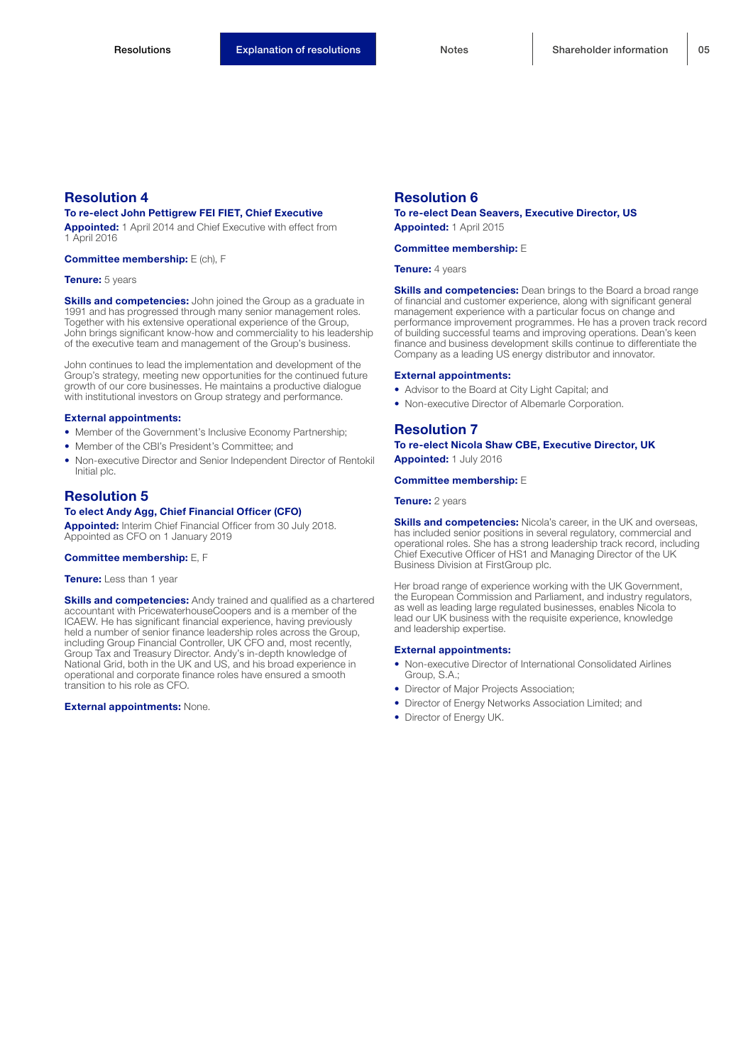## Resolution 4

**To re-elect John Pettigrew FEI FIET, Chief Executive**

**Appointed:** 1 April 2014 and Chief Executive with effect from 1 April 2016

**Committee membership:** E (ch), F

**Tenure:** 5 years

**Skills and competencies:** John joined the Group as a graduate in 1991 and has progressed through many senior management roles. Together with his extensive operational experience of the Group, John brings significant know-how and commerciality to his leadership of the executive team and management of the Group's business.

John continues to lead the implementation and development of the Group's strategy, meeting new opportunities for the continued future growth of our core businesses. He maintains a productive dialogue with institutional investors on Group strategy and performance.

**External appointments:**

- Member of the Government's Inclusive Economy Partnership;
- Member of the CBI's President's Committee; and
- Non-executive Director and Senior Independent Director of Rentokil Initial plc.

## Resolution 5

**To elect Andy Agg, Chief Financial Officer (CFO)**

**Appointed:** Interim Chief Financial Officer from 30 July 2018. Appointed as CFO on 1 January 2019

**Committee membership:** E, F

**Tenure:** Less than 1 year

**Skills and competencies:** Andy trained and qualified as a chartered accountant with PricewaterhouseCoopers and is a member of the ICAEW. He has significant financial experience, having previously held a number of senior finance leadership roles across the Group, including Group Financial Controller, UK CFO and, most recently, Group Tax and Treasury Director. Andy's in-depth knowledge of National Grid, both in the UK and US, and his broad experience in operational and corporate finance roles have ensured a smooth transition to his role as CFO.

**External appointments:** None.

## Resolution 6

**To re-elect Dean Seavers, Executive Director, US**

**Appointed:** 1 April 2015

**Committee membership:** E

**Tenure:** 4 years

**Skills and competencies:** Dean brings to the Board a broad range of financial and customer experience, along with significant general management experience with a particular focus on change and performance improvement programmes. He has a proven track record of building successful teams and improving operations. Dean's keen finance and business development skills continue to differentiate the Company as a leading US energy distributor and innovator.

**External appointments:**

- Advisor to the Board at City Light Capital; and
- Non-executive Director of Albemarle Corporation.

## Resolution 7

**To re-elect Nicola Shaw CBE, Executive Director, UK**

**Appointed:** 1 July 2016

**Committee membership:** E

**Tenure:** 2 years

**Skills and competencies:** Nicola's career, in the UK and overseas, has included senior positions in several regulatory, commercial and operational roles. She has a strong leadership track record, including Chief Executive Officer of HS1 and Managing Director of the UK Business Division at FirstGroup plc.

Her broad range of experience working with the UK Government, the European Commission and Parliament, and industry regulators, as well as leading large regulated businesses, enables Nicola to lead our UK business with the requisite experience, knowledge and leadership expertise.

**External appointments:**

- Non-executive Director of International Consolidated Airlines Group, S.A.;
- Director of Major Projects Association;
- Director of Energy Networks Association Limited; and
- Director of Energy UK.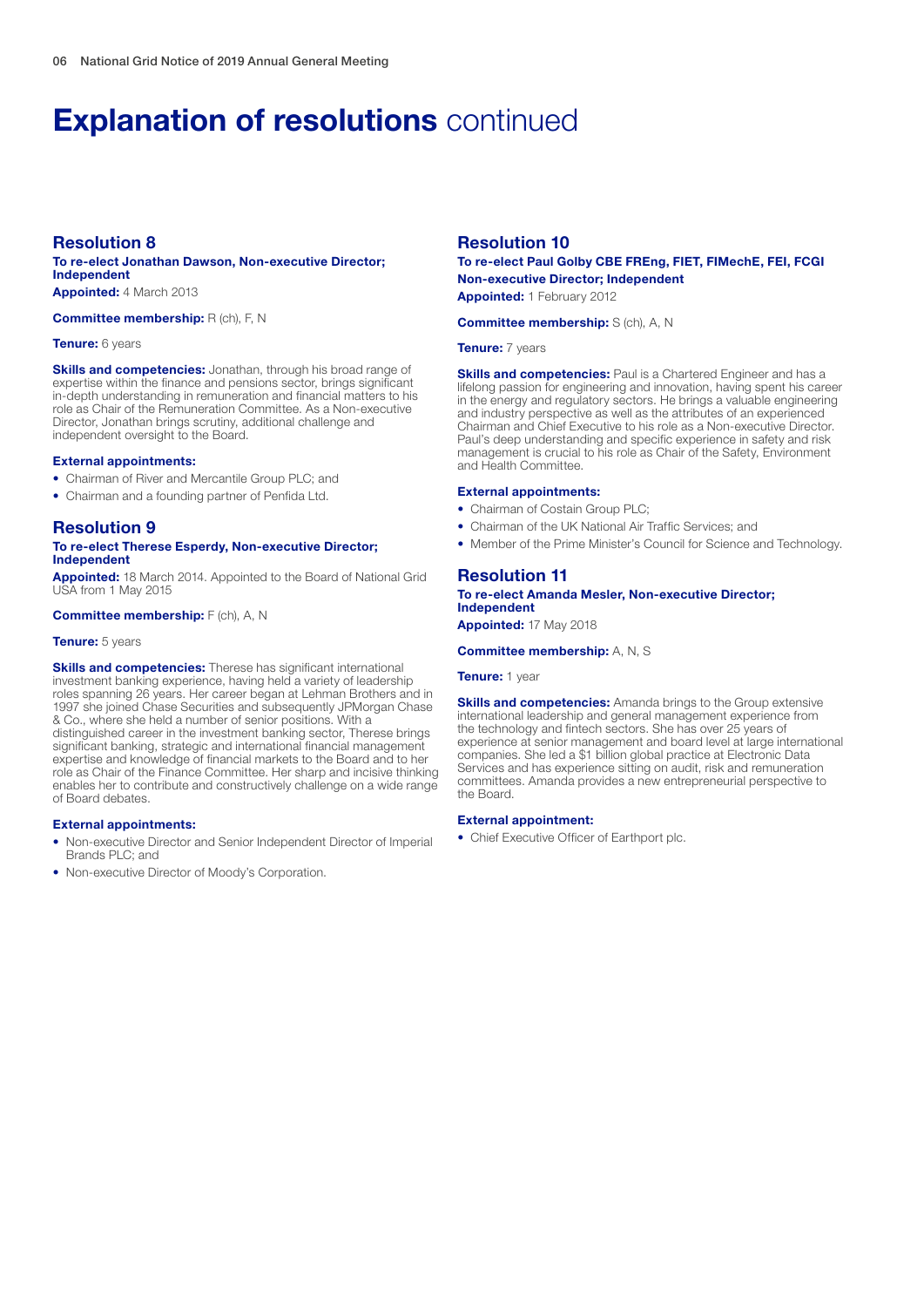# Explanation of resolutions continued

## Resolution 8

**To re-elect Jonathan Dawson, Non-executive Director; Independent**

**Appointed:** 4 March 2013

**Committee membership:** R (ch), F, N

**Tenure:** 6 years

**Skills and competencies:** Jonathan, through his broad range of expertise within the finance and pensions sector, brings significant in-depth understanding in remuneration and financial matters to his role as Chair of the Remuneration Committee. As a Non-executive Director, Jonathan brings scrutiny, additional challenge and independent oversight to the Board.

**External appointments:**

- Chairman of River and Mercantile Group PLC; and
- Chairman and a founding partner of Penfida Ltd.

## Resolution 9

**To re-elect Therese Esperdy, Non-executive Director; Independent**

**Appointed:** 18 March 2014. Appointed to the Board of National Grid USA from 1 May 2015

**Committee membership:** F (ch), A, N

**Tenure:** 5 years

**Skills and competencies:** Therese has significant international investment banking experience, having held a variety of leadership roles spanning 26 years. Her career began at Lehman Brothers and in 1997 she joined Chase Securities and subsequently JPMorgan Chase & Co., where she held a number of senior positions. With a distinguished career in the investment banking sector, Therese brings significant banking, strategic and international financial management expertise and knowledge of financial markets to the Board and to her role as Chair of the Finance Committee. Her sharp and incisive thinking enables her to contribute and constructively challenge on a wide range of Board debates.

**External appointments:**

- Non-executive Director and Senior Independent Director of Imperial Brands PLC; and
- Non-executive Director of Moody's Corporation.

## Resolution 10

**To re-elect Paul Golby CBE FREng, FIET, FIMechE, FEI, FCGI Non-executive Director; Independent**

**Appointed:** 1 February 2012

**Committee membership:** S (ch), A, N

**Tenure:** 7 years

**Skills and competencies:** Paul is a Chartered Engineer and has a lifelong passion for engineering and innovation, having spent his career in the energy and regulatory sectors. He brings a valuable engineering and industry perspective as well as the attributes of an experienced Chairman and Chief Executive to his role as a Non-executive Director. Paul's deep understanding and specific experience in safety and risk management is crucial to his role as Chair of the Safety, Environment and Health Committee.

**External appointments:**

- Chairman of Costain Group PLC;
- Chairman of the UK National Air Traffic Services; and
- Member of the Prime Minister's Council for Science and Technology.

## Resolution 11

**To re-elect Amanda Mesler, Non-executive Director; Independent**

**Appointed:** 17 May 2018

**Committee membership:** A, N, S

**Tenure:** 1 year

**Skills and competencies:** Amanda brings to the Group extensive international leadership and general management experience from the technology and fintech sectors. She has over 25 years of experience at senior management and board level at large international companies. She led a $1 billion global practice at Electronic Data Services and has experience sitting on audit, risk and remuneration committees. Amanda provides a new entrepreneurial perspective to the Board.

**External appointment:**

- Chief Executive Officer of Earthport plc.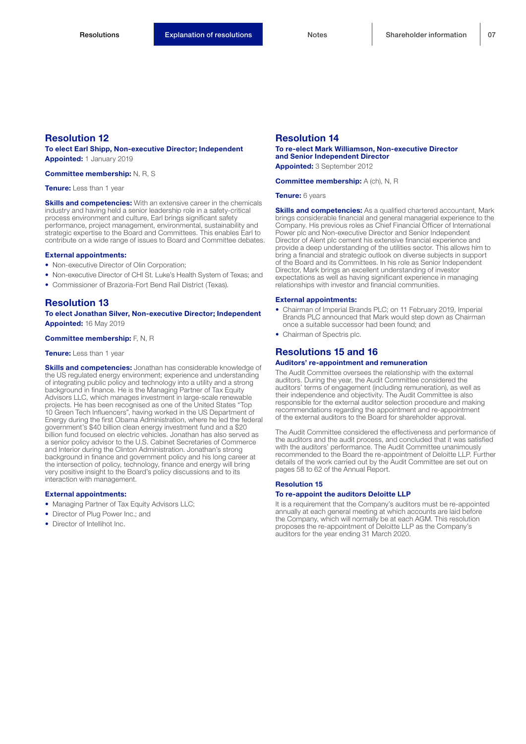## Resolution 12

**To elect Earl Shipp, Non-executive Director; Independent**

**Appointed:** 1 January 2019

**Committee membership:** N, R, S

**Tenure:** Less than 1 year

**Skills and competencies:** With an extensive career in the chemicals industry and having held a senior leadership role in a safety-critical process environment and culture, Earl brings significant safety performance, project management, environmental, sustainability and strategic expertise to the Board and Committees. This enables Earl to contribute on a wide range of issues to Board and Committee debates.

**External appointments:**

- Non-executive Director of Olin Corporation;
- Non-executive Director of CHI St. Luke's Health System of Texas; and
- Commissioner of Brazoria-Fort Bend Rail District (Texas).

## Resolution 13

**To elect Jonathan Silver, Non-executive Director; Independent**

**Appointed:** 16 May 2019

**Committee membership:** F, N, R

**Tenure:** Less than 1 year

**Skills and competencies:** Jonathan has considerable knowledge of the US regulated energy environment; experience and understanding of integrating public policy and technology into a utility and a strong background in finance. He is the Managing Partner of Tax Equity Advisors LLC, which manages investment in large-scale renewable projects. He has been recognised as one of the United States "Top 10 Green Tech Influencers", having worked in the US Department of Energy during the first Obama Administration, where he led the federal government's $40 billion clean energy investment fund and a $20 billion fund focused on electric vehicles. Jonathan has also served as a senior policy advisor to the U.S. Cabinet Secretaries of Commerce and Interior during the Clinton Administration. Jonathan's strong background in finance and government policy and his long career at the intersection of policy, technology, finance and energy will bring very positive insight to the Board's policy discussions and to its interaction with management.

**External appointments:**

- Managing Partner of Tax Equity Advisors LLC;
- Director of Plug Power Inc.; and
- Director of Intellihot Inc.

## Resolution 14

**To re-elect Mark Williamson, Non-executive Director and Senior Independent Director**

**Appointed:** 3 September 2012

**Committee membership:** A (ch), N, R

**Tenure:** 6 years

**Skills and competencies:** As a qualified chartered accountant, Mark brings considerable financial and general managerial experience to the Company. His previous roles as Chief Financial Officer of International Power plc and Non-executive Director and Senior Independent Director of Alent plc cement his extensive financial experience and provide a deep understanding of the utilities sector. This allows him to bring a financial and strategic outlook on diverse subjects in support of the Board and its Committees. In his role as Senior Independent Director, Mark brings an excellent understanding of investor expectations as well as having significant experience in managing relationships with investor and financial communities.

**External appointments:**

- Chairman of Imperial Brands PLC; on 11 February 2019, Imperial Brands PLC announced that Mark would step down as Chairman once a suitable successor had been found; and
- Chairman of Spectris plc.

## Resolutions 15 and 16

**Auditors' re-appointment and remuneration**

The Audit Committee oversees the relationship with the external auditors. During the year, the Audit Committee considered the auditors' terms of engagement (including remuneration), as well as their independence and objectivity. The Audit Committee is also responsible for the external auditor selection procedure and making recommendations regarding the appointment and re-appointment of the external auditors to the Board for shareholder approval.

The Audit Committee considered the effectiveness and performance of the auditors and the audit process, and concluded that it was satisfied with the auditors' performance. The Audit Committee unanimously recommended to the Board the re-appointment of Deloitte LLP. Further details of the work carried out by the Audit Committee are set out on pages 58 to 62 of the Annual Report.

### Resolution 15

**To re-appoint the auditors Deloitte LLP**

It is a requirement that the Company's auditors must be re-appointed annually at each general meeting at which accounts are laid before the Company, which will normally be at each AGM. This resolution proposes the re-appointment of Deloitte LLP as the Company's auditors for the year ending 31 March 2020.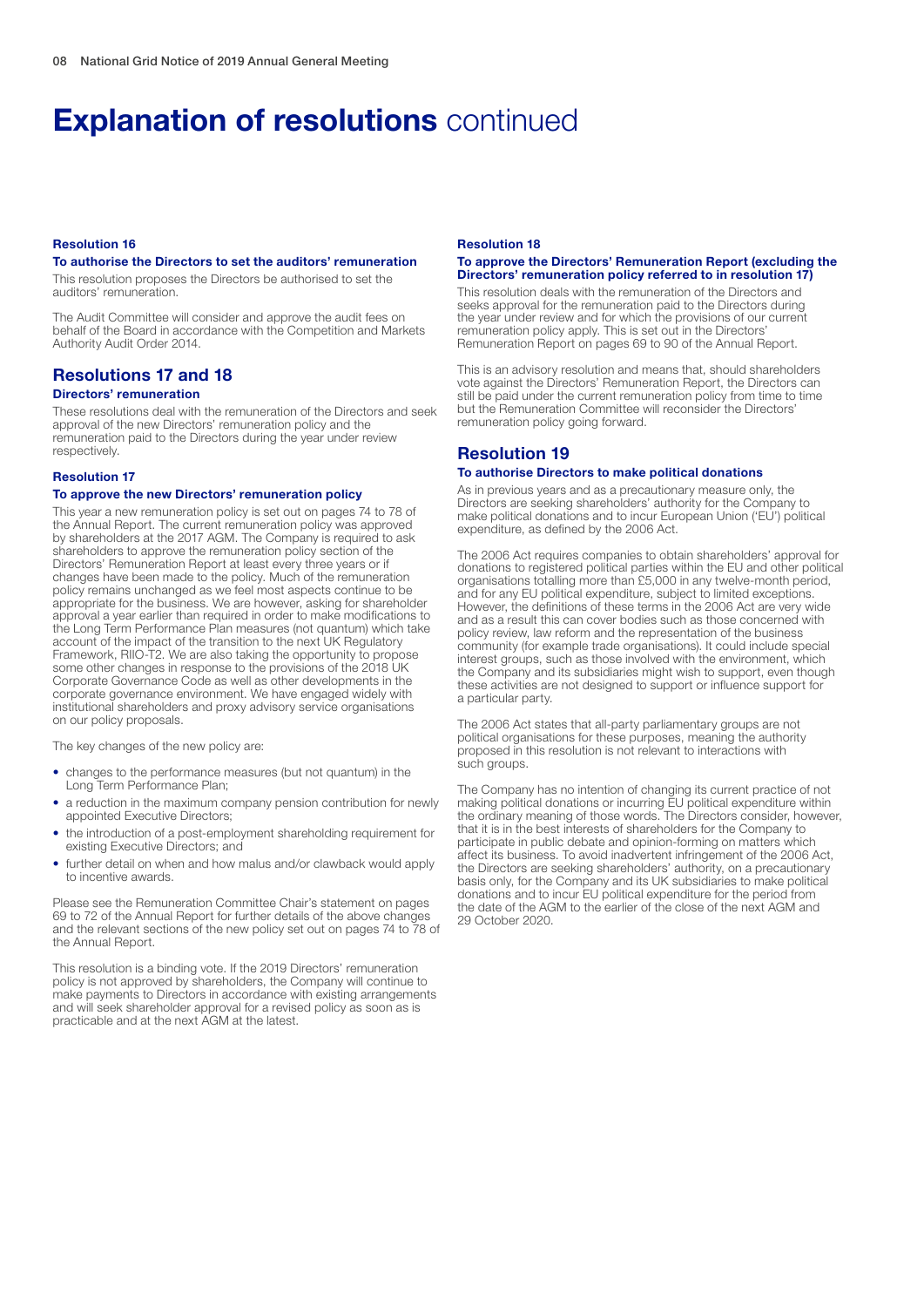# Explanation of resolutions continued

### Resolution 16

**To authorise the Directors to set the auditors' remuneration**

This resolution proposes the Directors be authorised to set the auditors' remuneration.

The Audit Committee will consider and approve the audit fees on behalf of the Board in accordance with the Competition and Markets Authority Audit Order 2014.

## Resolutions 17 and 18

**Directors' remuneration**

These resolutions deal with the remuneration of the Directors and seek approval of the new Directors' remuneration policy and the remuneration paid to the Directors during the year under review respectively.

### Resolution 17

**To approve the new Directors' remuneration policy**

This year a new remuneration policy is set out on pages 74 to 78 of the Annual Report. The current remuneration policy was approved by shareholders at the 2017 AGM. The Company is required to ask shareholders to approve the remuneration policy section of the Directors' Remuneration Report at least every three years or if changes have been made to the policy. Much of the remuneration policy remains unchanged as we feel most aspects continue to be appropriate for the business. We are however, asking for shareholder approval a year earlier than required in order to make modifications to the Long Term Performance Plan measures (not quantum) which take account of the impact of the transition to the next UK Regulatory Framework, RIIO-T2. We are also taking the opportunity to propose some other changes in response to the provisions of the 2018 UK Corporate Governance Code as well as other developments in the corporate governance environment. We have engaged widely with institutional shareholders and proxy advisory service organisations on our policy proposals.

The key changes of the new policy are:

- changes to the performance measures (but not quantum) in the Long Term Performance Plan;
- a reduction in the maximum company pension contribution for newly appointed Executive Directors;
- the introduction of a post-employment shareholding requirement for existing Executive Directors; and
- further detail on when and how malus and/or clawback would apply to incentive awards.

Please see the Remuneration Committee Chair's statement on pages 69 to 72 of the Annual Report for further details of the above changes and the relevant sections of the new policy set out on pages 74 to 78 of the Annual Report.

This resolution is a binding vote. If the 2019 Directors' remuneration policy is not approved by shareholders, the Company will continue to make payments to Directors in accordance with existing arrangements and will seek shareholder approval for a revised policy as soon as is practicable and at the next AGM at the latest.

### Resolution 18

**To approve the Directors' Remuneration Report (excluding the Directors' remuneration policy referred to in resolution 17)**

This resolution deals with the remuneration of the Directors and seeks approval for the remuneration paid to the Directors during the year under review and for which the provisions of our current remuneration policy apply. This is set out in the Directors' Remuneration Report on pages 69 to 90 of the Annual Report.

This is an advisory resolution and means that, should shareholders vote against the Directors' Remuneration Report, the Directors can still be paid under the current remuneration policy from time to time but the Remuneration Committee will reconsider the Directors' remuneration policy going forward.

## Resolution 19

**To authorise Directors to make political donations**

As in previous years and as a precautionary measure only, the Directors are seeking shareholders' authority for the Company to make political donations and to incur European Union ('EU') political expenditure, as defined by the 2006 Act.

The 2006 Act requires companies to obtain shareholders' approval for donations to registered political parties within the EU and other political organisations totalling more than £5,000 in any twelve-month period, and for any EU political expenditure, subject to limited exceptions. However, the definitions of these terms in the 2006 Act are very wide and as a result this can cover bodies such as those concerned with policy review, law reform and the representation of the business community (for example trade organisations). It could include special interest groups, such as those involved with the environment, which the Company and its subsidiaries might wish to support, even though these activities are not designed to support or influence support for a particular party.

The 2006 Act states that all-party parliamentary groups are not political organisations for these purposes, meaning the authority proposed in this resolution is not relevant to interactions with such groups.

The Company has no intention of changing its current practice of not making political donations or incurring EU political expenditure within the ordinary meaning of those words. The Directors consider, however, that it is in the best interests of shareholders for the Company to participate in public debate and opinion-forming on matters which affect its business. To avoid inadvertent infringement of the 2006 Act, the Directors are seeking shareholders' authority, on a precautionary basis only, for the Company and its UK subsidiaries to make political donations and to incur EU political expenditure for the period from the date of the AGM to the earlier of the close of the next AGM and 29 October 2020.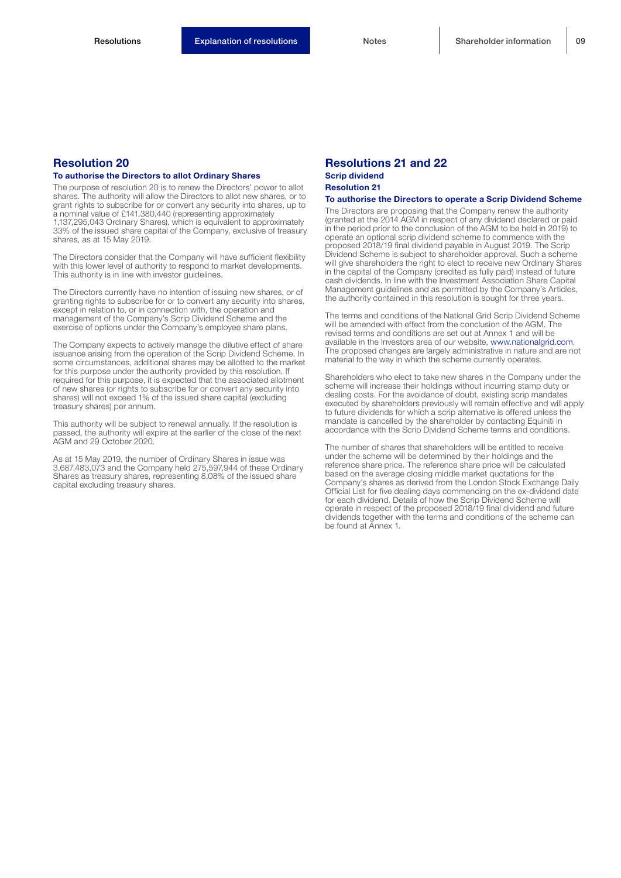## Resolution 20

**To authorise the Directors to allot Ordinary Shares**

The purpose of resolution 20 is to renew the Directors' power to allot shares. The authority will allow the Directors to allot new shares, or to grant rights to subscribe for or convert any security into shares, up to a nominal value of £141,380,440 (representing approximately 1,137,295,043 Ordinary Shares), which is equivalent to approximately 33% of the issued share capital of the Company, exclusive of treasury shares, as at 15 May 2019.

The Directors consider that the Company will have sufficient flexibility with this lower level of authority to respond to market developments. This authority is in line with investor guidelines.

The Directors currently have no intention of issuing new shares, or of granting rights to subscribe for or to convert any security into shares, except in relation to, or in connection with, the operation and management of the Company's Scrip Dividend Scheme and the exercise of options under the Company's employee share plans.

The Company expects to actively manage the dilutive effect of share issuance arising from the operation of the Scrip Dividend Scheme. In some circumstances, additional shares may be allotted to the market for this purpose under the authority provided by this resolution. If required for this purpose, it is expected that the associated allotment of new shares (or rights to subscribe for or convert any security into shares) will not exceed 1% of the issued share capital (excluding treasury shares) per annum.

This authority will be subject to renewal annually. If the resolution is passed, the authority will expire at the earlier of the close of the next AGM and 29 October 2020.

As at 15 May 2019, the number of Ordinary Shares in issue was 3,687,483,073 and the Company held 275,597,944 of these Ordinary Shares as treasury shares, representing 8.08% of the issued share capital excluding treasury shares.

## Resolutions 21 and 22

**Scrip dividend**

**Resolution 21**

**To authorise the Directors to operate a Scrip Dividend Scheme**

The Directors are proposing that the Company renew the authority (granted at the 2014 AGM in respect of any dividend declared or paid in the period prior to the conclusion of the AGM to be held in 2019) to operate an optional scrip dividend scheme to commence with the proposed 2018/19 final dividend payable in August 2019. The Scrip Dividend Scheme is subject to shareholder approval. Such a scheme will give shareholders the right to elect to receive new Ordinary Shares in the capital of the Company (credited as fully paid) instead of future cash dividends. In line with the Investment Association Share Capital Management guidelines and as permitted by the Company's Articles, the authority contained in this resolution is sought for three years.

The terms and conditions of the National Grid Scrip Dividend Scheme will be amended with effect from the conclusion of the AGM. The revised terms and conditions are set out at Annex 1 and will be available in the Investors area of our website, www.nationalgrid.com. The proposed changes are largely administrative in nature and are not material to the way in which the scheme currently operates.

Shareholders who elect to take new shares in the Company under the scheme will increase their holdings without incurring stamp duty or dealing costs. For the avoidance of doubt, existing scrip mandates executed by shareholders previously will remain effective and will apply to future dividends for which a scrip alternative is offered unless the mandate is cancelled by the shareholder by contacting Equiniti in accordance with the Scrip Dividend Scheme terms and conditions.

The number of shares that shareholders will be entitled to receive under the scheme will be determined by their holdings and the reference share price. The reference share price will be calculated based on the average closing middle market quotations for the Company's shares as derived from the London Stock Exchange Daily Official List for five dealing days commencing on the ex-dividend date for each dividend. Details of how the Scrip Dividend Scheme will operate in respect of the proposed 2018/19 final dividend and future dividends together with the terms and conditions of the scheme can be found at Annex 1.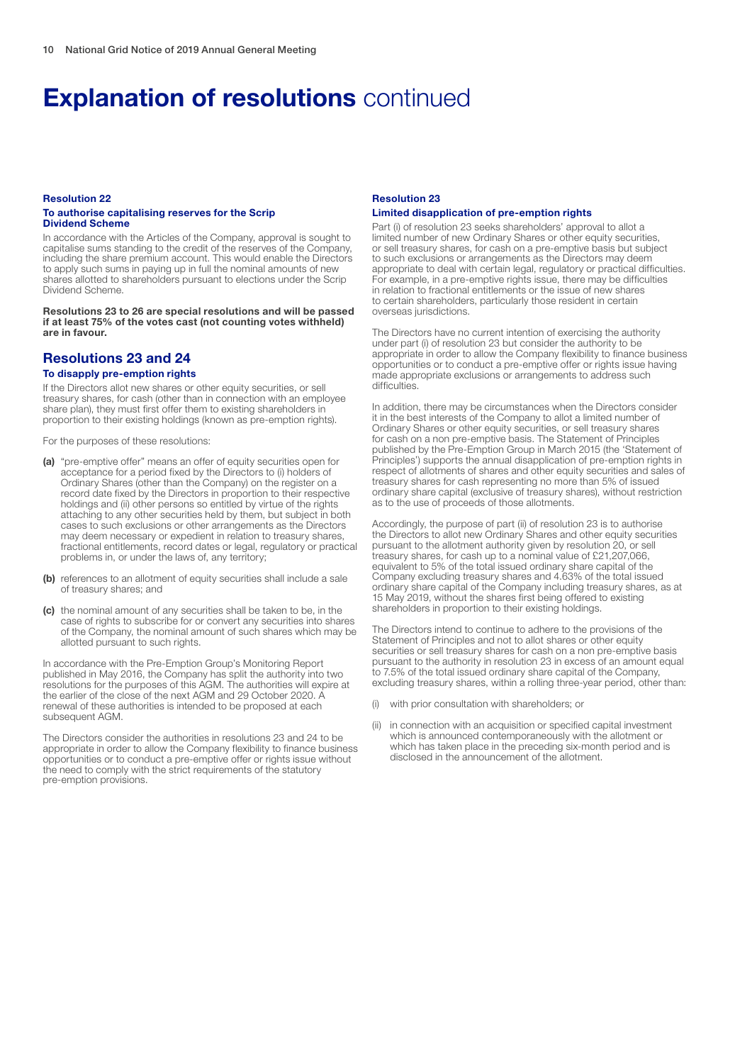# **Explanation of resolutions** continued

### Resolution 22

#### To authorise capitalising reserves for the Scrip Dividend Scheme

In accordance with the Articles of the Company, approval is sought to capitalise sums standing to the credit of the reserves of the Company, including the share premium account. This would enable the Directors to apply such sums in paying up in full the nominal amounts of new shares allotted to shareholders pursuant to elections under the Scrip Dividend Scheme.

**Resolutions 23 to 26 are special resolutions and will be passed if at least 75% of the votes cast (not counting votes withheld) are in favour.**

## Resolutions 23 and 24

#### To disapply pre-emption rights

If the Directors allot new shares or other equity securities, or sell treasury shares, for cash (other than in connection with an employee share plan), they must first offer them to existing shareholders in proportion to their existing holdings (known as pre-emption rights).

For the purposes of these resolutions:

- **(a)** "pre-emptive offer" means an offer of equity securities open for acceptance for a period fixed by the Directors to (i) holders of Ordinary Shares (other than the Company) on the register on a record date fixed by the Directors in proportion to their respective holdings and (ii) other persons so entitled by virtue of the rights attaching to any other securities held by them, but subject in both cases to such exclusions or other arrangements as the Directors may deem necessary or expedient in relation to treasury shares, fractional entitlements, record dates or legal, regulatory or practical problems in, or under the laws of, any territory;
- **(b)** references to an allotment of equity securities shall include a sale of treasury shares; and
- **(c)** the nominal amount of any securities shall be taken to be, in the case of rights to subscribe for or convert any securities into shares of the Company, the nominal amount of such shares which may be allotted pursuant to such rights.

In accordance with the Pre-Emption Group's Monitoring Report published in May 2016, the Company has split the authority into two resolutions for the purposes of this AGM. The authorities will expire at the earlier of the close of the next AGM and 29 October 2020. A renewal of these authorities is intended to be proposed at each subsequent AGM.

The Directors consider the authorities in resolutions 23 and 24 to be appropriate in order to allow the Company flexibility to finance business opportunities or to conduct a pre-emptive offer or rights issue without the need to comply with the strict requirements of the statutory pre-emption provisions.

### Resolution 23

#### Limited disapplication of pre-emption rights

Part (i) of resolution 23 seeks shareholders' approval to allot a limited number of new Ordinary Shares or other equity securities, or sell treasury shares, for cash on a pre-emptive basis but subject to such exclusions or arrangements as the Directors may deem appropriate to deal with certain legal, regulatory or practical difficulties. For example, in a pre-emptive rights issue, there may be difficulties in relation to fractional entitlements or the issue of new shares to certain shareholders, particularly those resident in certain overseas jurisdictions.

The Directors have no current intention of exercising the authority under part (i) of resolution 23 but consider the authority to be appropriate in order to allow the Company flexibility to finance business opportunities or to conduct a pre-emptive offer or rights issue having made appropriate exclusions or arrangements to address such difficulties.

In addition, there may be circumstances when the Directors consider it in the best interests of the Company to allot a limited number of Ordinary Shares or other equity securities, or sell treasury shares for cash on a non pre-emptive basis. The Statement of Principles published by the Pre-Emption Group in March 2015 (the 'Statement of Principles') supports the annual disapplication of pre-emption rights in respect of allotments of shares and other equity securities and sales of treasury shares for cash representing no more than 5% of issued ordinary share capital (exclusive of treasury shares), without restriction as to the use of proceeds of those allotments.

Accordingly, the purpose of part (ii) of resolution 23 is to authorise the Directors to allot new Ordinary Shares and other equity securities pursuant to the allotment authority given by resolution 20, or sell treasury shares, for cash up to a nominal value of £21,207,066, equivalent to 5% of the total issued ordinary share capital of the Company excluding treasury shares and 4.63% of the total issued ordinary share capital of the Company including treasury shares, as at 15 May 2019, without the shares first being offered to existing shareholders in proportion to their existing holdings.

The Directors intend to continue to adhere to the provisions of the Statement of Principles and not to allot shares or other equity securities or sell treasury shares for cash on a non pre-emptive basis pursuant to the authority in resolution 23 in excess of an amount equal to 7.5% of the total issued ordinary share capital of the Company, excluding treasury shares, within a rolling three-year period, other than:

- (i) with prior consultation with shareholders; or
- (ii) in connection with an acquisition or specified capital investment which is announced contemporaneously with the allotment or which has taken place in the preceding six-month period and is disclosed in the announcement of the allotment.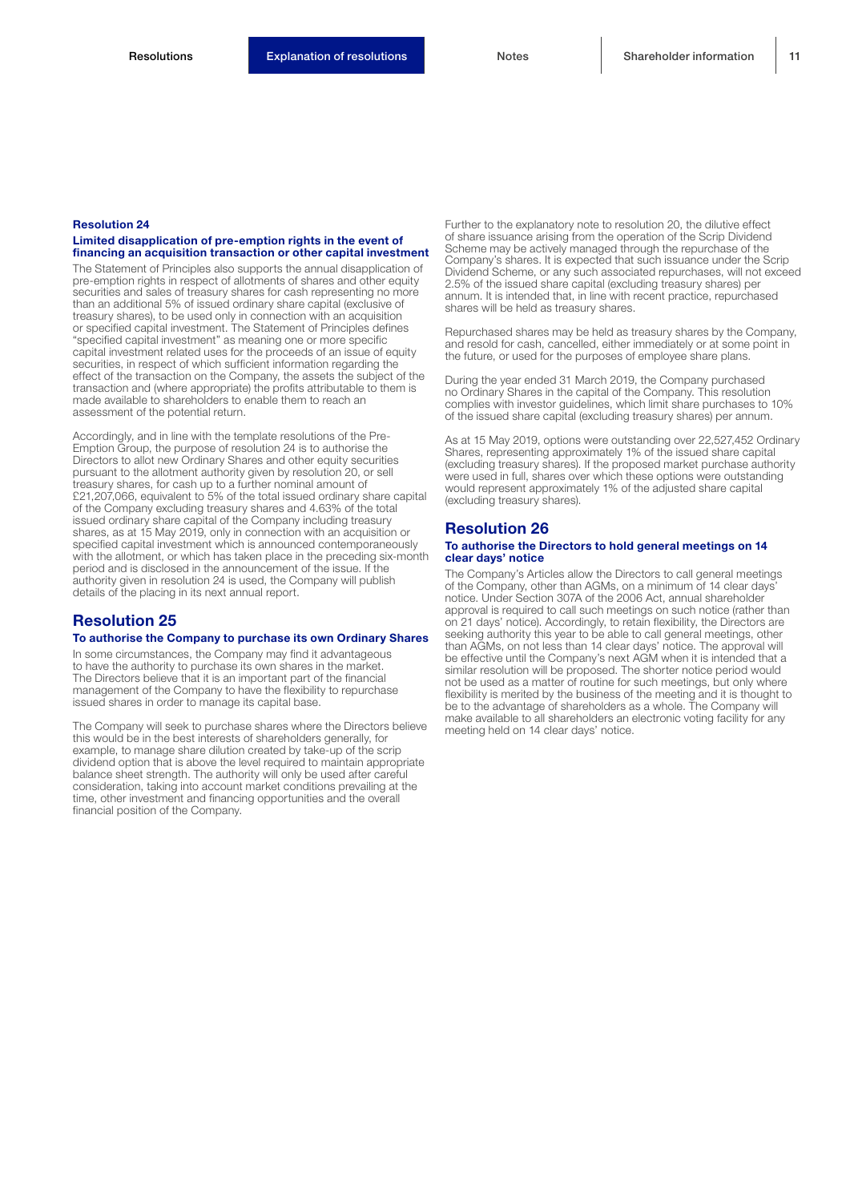### Resolution 24

**Limited disapplication of pre-emption rights in the event of financing an acquisition transaction or other capital investment**

The Statement of Principles also supports the annual disapplication of pre-emption rights in respect of allotments of shares and other equity securities and sales of treasury shares for cash representing no more than an additional 5% of issued ordinary share capital (exclusive of treasury shares), to be used only in connection with an acquisition or specified capital investment. The Statement of Principles defines "specified capital investment" as meaning one or more specific capital investment related uses for the proceeds of an issue of equity securities, in respect of which sufficient information regarding the effect of the transaction on the Company, the assets the subject of the transaction and (where appropriate) the profits attributable to them is made available to shareholders to enable them to reach an assessment of the potential return.

Accordingly, and in line with the template resolutions of the Pre-Emption Group, the purpose of resolution 24 is to authorise the Directors to allot new Ordinary Shares and other equity securities pursuant to the allotment authority given by resolution 20, or sell treasury shares, for cash up to a further nominal amount of £21,207,066, equivalent to 5% of the total issued ordinary share capital of the Company excluding treasury shares and 4.63% of the total issued ordinary share capital of the Company including treasury shares, as at 15 May 2019, only in connection with an acquisition or specified capital investment which is announced contemporaneously with the allotment, or which has taken place in the preceding six-month period and is disclosed in the announcement of the issue. If the authority given in resolution 24 is used, the Company will publish details of the placing in its next annual report.

## Resolution 25

**To authorise the Company to purchase its own Ordinary Shares**

In some circumstances, the Company may find it advantageous to have the authority to purchase its own shares in the market. The Directors believe that it is an important part of the financial management of the Company to have the flexibility to repurchase issued shares in order to manage its capital base.

The Company will seek to purchase shares where the Directors believe this would be in the best interests of shareholders generally, for example, to manage share dilution created by take-up of the scrip dividend option that is above the level required to maintain appropriate balance sheet strength. The authority will only be used after careful consideration, taking into account market conditions prevailing at the time, other investment and financing opportunities and the overall financial position of the Company.

Further to the explanatory note to resolution 20, the dilutive effect of share issuance arising from the operation of the Scrip Dividend Scheme may be actively managed through the repurchase of the Company's shares. It is expected that such issuance under the Scrip Dividend Scheme, or any such associated repurchases, will not exceed 2.5% of the issued share capital (excluding treasury shares) per annum. It is intended that, in line with recent practice, repurchased shares will be held as treasury shares.

Repurchased shares may be held as treasury shares by the Company, and resold for cash, cancelled, either immediately or at some point in the future, or used for the purposes of employee share plans.

During the year ended 31 March 2019, the Company purchased no Ordinary Shares in the capital of the Company. This resolution complies with investor guidelines, which limit share purchases to 10% of the issued share capital (excluding treasury shares) per annum.

As at 15 May 2019, options were outstanding over 22,527,452 Ordinary Shares, representing approximately 1% of the issued share capital (excluding treasury shares). If the proposed market purchase authority were used in full, shares over which these options were outstanding would represent approximately 1% of the adjusted share capital (excluding treasury shares).

## Resolution 26

**To authorise the Directors to hold general meetings on 14 clear days' notice**

The Company's Articles allow the Directors to call general meetings of the Company, other than AGMs, on a minimum of 14 clear days' notice. Under Section 307A of the 2006 Act, annual shareholder approval is required to call such meetings on such notice (rather than on 21 days' notice). Accordingly, to retain flexibility, the Directors are seeking authority this year to be able to call general meetings, other than AGMs, on not less than 14 clear days' notice. The approval will be effective until the Company's next AGM when it is intended that a similar resolution will be proposed. The shorter notice period would not be used as a matter of routine for such meetings, but only where flexibility is merited by the business of the meeting and it is thought to be to the advantage of shareholders as a whole. The Company will make available to all shareholders an electronic voting facility for any meeting held on 14 clear days' notice.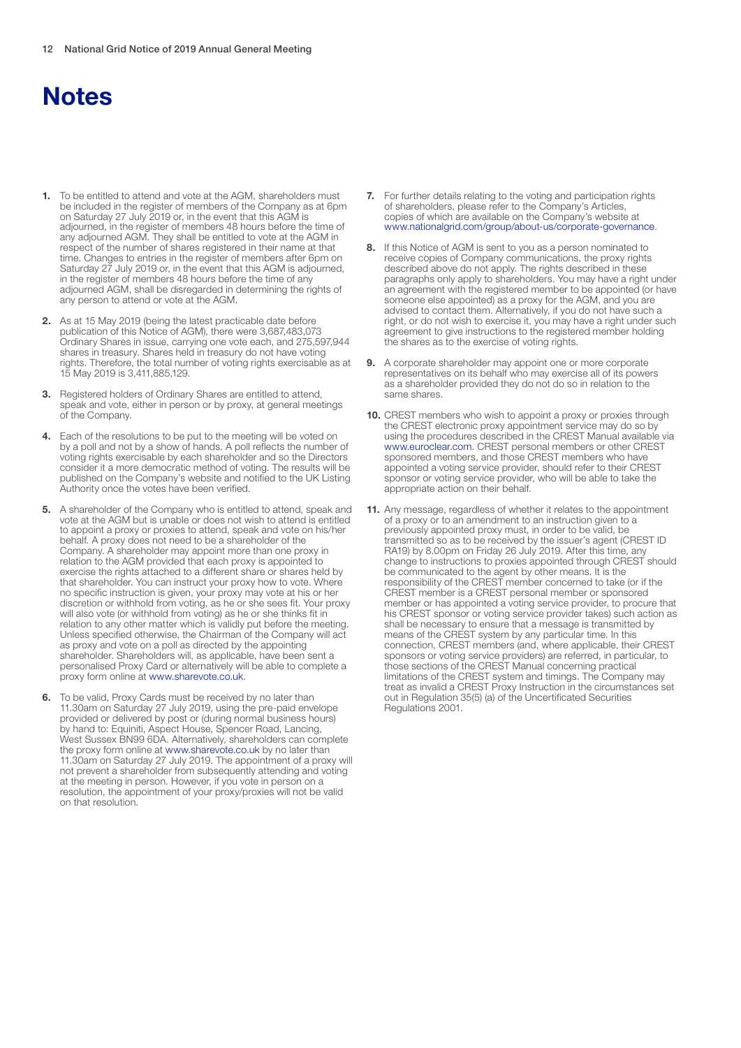# Notes

1. To be entitled to attend and vote at the AGM, shareholders must be included in the register of members of the Company as at 6pm on Saturday 27 July 2019 or, in the event that this AGM is adjourned, in the register of members 48 hours before the time of any adjourned AGM. They shall be entitled to vote at the AGM in respect of the number of shares registered in their name at that time. Changes to entries in the register of members after 6pm on Saturday 27 July 2019 or, in the event that this AGM is adjourned, in the register of members 48 hours before the time of any adjourned AGM, shall be disregarded in determining the rights of any person to attend or vote at the AGM.

2. As at 15 May 2019 (being the latest practicable date before publication of this Notice of AGM), there were 3,687,483,073 Ordinary Shares in issue, carrying one vote each, and 275,597,944 shares in treasury. Shares held in treasury do not have voting rights. Therefore, the total number of voting rights exercisable as at 15 May 2019 is 3,411,885,129.

3. Registered holders of Ordinary Shares are entitled to attend, speak and vote, either in person or by proxy, at general meetings of the Company.

4. Each of the resolutions to be put to the meeting will be voted on by a poll and not by a show of hands. A poll reflects the number of voting rights exercisable by each shareholder and so the Directors consider it a more democratic method of voting. The results will be published on the Company's website and notified to the UK Listing Authority once the votes have been verified.

5. A shareholder of the Company who is entitled to attend, speak and vote at the AGM but is unable or does not wish to attend is entitled to appoint a proxy or proxies to attend, speak and vote on his/her behalf. A proxy does not need to be a shareholder of the Company. A shareholder may appoint more than one proxy in relation to the AGM provided that each proxy is appointed to exercise the rights attached to a different share or shares held by that shareholder. You can instruct your proxy how to vote. Where no specific instruction is given, your proxy may vote at his or her discretion or withhold from voting, as he or she sees fit. Your proxy will also vote (or withhold from voting) as he or she thinks fit in relation to any other matter which is validly put before the meeting. Unless specified otherwise, the Chairman of the Company will act as proxy and vote on a poll as directed by the appointing shareholder. Shareholders will, as applicable, have been sent a personalised Proxy Card or alternatively will be able to complete a proxy form online at www.sharevote.co.uk.

6. To be valid, Proxy Cards must be received by no later than 11.30am on Saturday 27 July 2019, using the pre-paid envelope provided or delivered by post or (during normal business hours) by hand to: Equiniti, Aspect House, Spencer Road, Lancing, West Sussex BN99 6DA. Alternatively, shareholders can complete the proxy form online at www.sharevote.co.uk by no later than 11.30am on Saturday 27 July 2019. The appointment of a proxy will not prevent a shareholder from subsequently attending and voting at the meeting in person. However, if you vote in person on a resolution, the appointment of your proxy/proxies will not be valid on that resolution.

7. For further details relating to the voting and participation rights of shareholders, please refer to the Company's Articles, copies of which are available on the Company's website at www.nationalgrid.com/group/about-us/corporate-governance.

8. If this Notice of AGM is sent to you as a person nominated to receive copies of Company communications, the proxy rights described above do not apply. The rights described in these paragraphs only apply to shareholders. You may have a right under an agreement with the registered member to be appointed (or have someone else appointed) as a proxy for the AGM, and you are advised to contact them. Alternatively, if you do not have such a right, or do not wish to exercise it, you may have a right under such agreement to give instructions to the registered member holding the shares as to the exercise of voting rights.

9. A corporate shareholder may appoint one or more corporate representatives on its behalf who may exercise all of its powers as a shareholder provided they do not do so in relation to the same shares.

10. CREST members who wish to appoint a proxy or proxies through the CREST electronic proxy appointment service may do so by using the procedures described in the CREST Manual available via www.euroclear.com. CREST personal members or other CREST sponsored members, and those CREST members who have appointed a voting service provider, should refer to their CREST sponsor or voting service provider, who will be able to take the appropriate action on their behalf.

11. Any message, regardless of whether it relates to the appointment of a proxy or to an amendment to an instruction given to a previously appointed proxy must, in order to be valid, be transmitted so as to be received by the issuer's agent (CREST ID RA19) by 8.00pm on Friday 26 July 2019. After this time, any change to instructions to proxies appointed through CREST should be communicated to the agent by other means. It is the responsibility of the CREST member concerned to take (or if the CREST member is a CREST personal member or sponsored member or has appointed a voting service provider, to procure that his CREST sponsor or voting service provider takes) such action as shall be necessary to ensure that a message is transmitted by means of the CREST system by any particular time. In this connection, CREST members (and, where applicable, their CREST sponsors or voting service providers) are referred, in particular, to those sections of the CREST Manual concerning practical limitations of the CREST system and timings. The Company may treat as invalid a CREST Proxy Instruction in the circumstances set out in Regulation 35(5) (a) of the Uncertificated Securities Regulations 2001.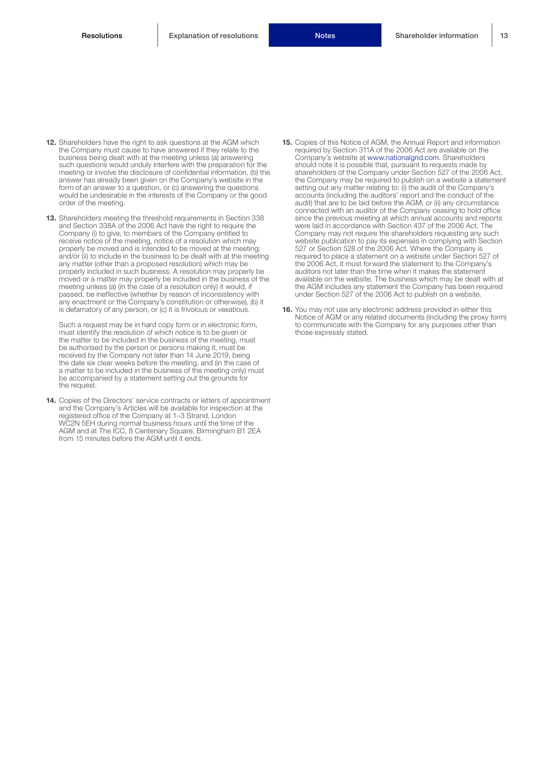**12.** Shareholders have the right to ask questions at the AGM which the Company must cause to have answered if they relate to the business being dealt with at the meeting unless (a) answering such questions would unduly interfere with the preparation for the meeting or involve the disclosure of confidential information, (b) the answer has already been given on the Company's website in the form of an answer to a question, or (c) answering the questions would be undesirable in the interests of the Company or the good order of the meeting.

**13.** Shareholders meeting the threshold requirements in Section 338 and Section 338A of the 2006 Act have the right to require the Company (i) to give, to members of the Company entitled to receive notice of the meeting, notice of a resolution which may properly be moved and is intended to be moved at the meeting; and/or (ii) to include in the business to be dealt with at the meeting any matter (other than a proposed resolution) which may be properly included in such business. A resolution may properly be moved or a matter may properly be included in the business of the meeting unless (a) (in the case of a resolution only) it would, if passed, be ineffective (whether by reason of inconsistency with any enactment or the Company's constitution or otherwise), (b) it is defamatory of any person, or (c) it is frivolous or vexatious.

Such a request may be in hard copy form or in electronic form, must identify the resolution of which notice is to be given or the matter to be included in the business of the meeting, must be authorised by the person or persons making it, must be received by the Company not later than 14 June 2019, being the date six clear weeks before the meeting, and (in the case of a matter to be included in the business of the meeting only) must be accompanied by a statement setting out the grounds for the request.

**14.** Copies of the Directors' service contracts or letters of appointment and the Company's Articles will be available for inspection at the registered office of the Company at 1–3 Strand, London WC2N 5EH during normal business hours until the time of the AGM and at The ICC, 8 Centenary Square, Birmingham B1 2EA from 15 minutes before the AGM until it ends.

**15.** Copies of this Notice of AGM, the Annual Report and information required by Section 311A of the 2006 Act are available on the Company's website at www.nationalgrid.com. Shareholders should note it is possible that, pursuant to requests made by shareholders of the Company under Section 527 of the 2006 Act, the Company may be required to publish on a website a statement setting out any matter relating to: (i) the audit of the Company's accounts (including the auditors' report and the conduct of the audit) that are to be laid before the AGM; or (ii) any circumstance connected with an auditor of the Company ceasing to hold office since the previous meeting at which annual accounts and reports were laid in accordance with Section 437 of the 2006 Act. The Company may not require the shareholders requesting any such website publication to pay its expenses in complying with Section 527 or Section 528 of the 2006 Act. Where the Company is required to place a statement on a website under Section 527 of the 2006 Act, it must forward the statement to the Company's auditors not later than the time when it makes the statement available on the website. The business which may be dealt with at the AGM includes any statement the Company has been required under Section 527 of the 2006 Act to publish on a website.

**16.** You may not use any electronic address provided in either this Notice of AGM or any related documents (including the proxy form) to communicate with the Company for any purposes other than those expressly stated.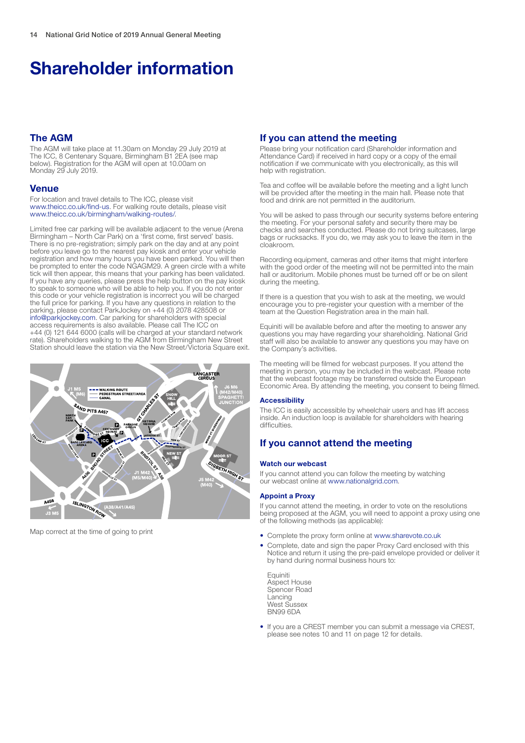# Shareholder information

## The AGM

The AGM will take place at 11.30am on Monday 29 July 2019 at The ICC, 8 Centenary Square, Birmingham B1 2EA (see map below). Registration for the AGM will open at 10.00am on Monday 29 July 2019.

## Venue

For location and travel details to The ICC, please visit www.theicc.co.uk/find-us. For walking route details, please visit www.theicc.co.uk/birmingham/walking-routes/.

Limited free car parking will be available adjacent to the venue (Arena Birmingham – North Car Park) on a 'first come, first served' basis. There is no pre-registration; simply park on the day and at any point before you leave go to the nearest pay kiosk and enter your vehicle registration and how many hours you have been parked. You will then be prompted to enter the code NGAGM29. A green circle with a white tick will then appear, this means that your parking has been validated. If you have any queries, please press the help button on the pay kiosk to speak to someone who will be able to help you. If you do not enter this code or your vehicle registration is incorrect you will be charged the full price for parking. If you have any questions in relation to the parking, please contact ParkJockey on +44 (0) 2078 428508 or info@parkjockey.com. Car parking for shareholders with special access requirements is also available. Please call The ICC on +44 (0) 121 644 6000 (calls will be charged at your standard network rate). Shareholders walking to the AGM from Birmingham New Street Station should leave the station via the New Street/Victoria Square exit.

Map correct at the time of going to print

## If you can attend the meeting

Please bring your notification card (Shareholder information and Attendance Card) if received in hard copy or a copy of the email notification if we communicate with you electronically, as this will help with registration.

Tea and coffee will be available before the meeting and a light lunch will be provided after the meeting in the main hall. Please note that food and drink are not permitted in the auditorium.

You will be asked to pass through our security systems before entering the meeting. For your personal safety and security there may be checks and searches conducted. Please do not bring suitcases, large bags or rucksacks. If you do, we may ask you to leave the item in the cloakroom.

Recording equipment, cameras and other items that might interfere with the good order of the meeting will not be permitted into the main hall or auditorium. Mobile phones must be turned off or be on silent during the meeting.

If there is a question that you wish to ask at the meeting, we would encourage you to pre-register your question with a member of the team at the Question Registration area in the main hall.

Equiniti will be available before and after the meeting to answer any questions you may have regarding your shareholding. National Grid staff will also be available to answer any questions you may have on the Company's activities.

The meeting will be filmed for webcast purposes. If you attend the meeting in person, you may be included in the webcast. Please note that the webcast footage may be transferred outside the European Economic Area. By attending the meeting, you consent to being filmed.

### Accessibility

The ICC is easily accessible by wheelchair users and has lift access inside. An induction loop is available for shareholders with hearing difficulties.

## If you cannot attend the meeting

### Watch our webcast

If you cannot attend you can follow the meeting by watching our webcast online at www.nationalgrid.com.

### Appoint a Proxy

If you cannot attend the meeting, in order to vote on the resolutions being proposed at the AGM, you will need to appoint a proxy using one of the following methods (as applicable):

- Complete the proxy form online at www.sharevote.co.uk
- Complete, date and sign the paper Proxy Card enclosed with this Notice and return it using the pre-paid envelope provided or deliver it by hand during normal business hours to:

  Equiniti  
  Aspect House  
  Spencer Road  
  Lancing  
  West Sussex  
  BN99 6DA

- If you are a CREST member you can submit a message via CREST, please see notes 10 and 11 on page 12 for details.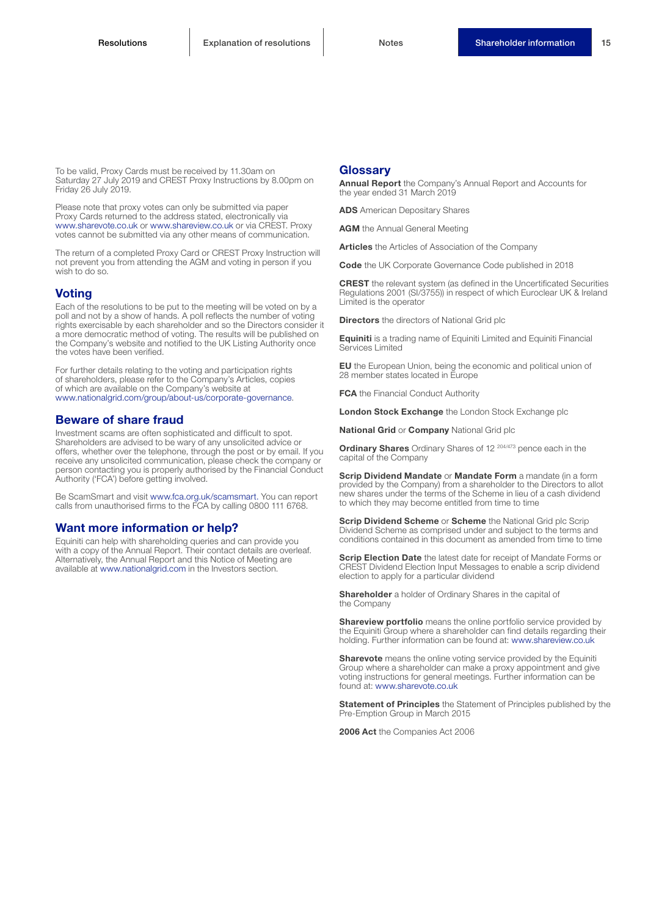To be valid, Proxy Cards must be received by 11.30am on Saturday 27 July 2019 and CREST Proxy Instructions by 8.00pm on Friday 26 July 2019.

Please note that proxy votes can only be submitted via paper Proxy Cards returned to the address stated, electronically via www.sharevote.co.uk or www.shareview.co.uk or via CREST. Proxy votes cannot be submitted via any other means of communication.

The return of a completed Proxy Card or CREST Proxy Instruction will not prevent you from attending the AGM and voting in person if you wish to do so.

## Voting

Each of the resolutions to be put to the meeting will be voted on by a poll and not by a show of hands. A poll reflects the number of voting rights exercisable by each shareholder and so the Directors consider it a more democratic method of voting. The results will be published on the Company's website and notified to the UK Listing Authority once the votes have been verified.

For further details relating to the voting and participation rights of shareholders, please refer to the Company's Articles, copies of which are available on the Company's website at www.nationalgrid.com/group/about-us/corporate-governance.

## Beware of share fraud

Investment scams are often sophisticated and difficult to spot. Shareholders are advised to be wary of any unsolicited advice or offers, whether over the telephone, through the post or by email. If you receive any unsolicited communication, please check the company or person contacting you is properly authorised by the Financial Conduct Authority ('FCA') before getting involved.

Be ScamSmart and visit www.fca.org.uk/scamsmart. You can report calls from unauthorised firms to the FCA by calling 0800 111 6768.

## Want more information or help?

Equiniti can help with shareholding queries and can provide you with a copy of the Annual Report. Their contact details are overleaf. Alternatively, the Annual Report and this Notice of Meeting are available at www.nationalgrid.com in the Investors section.

## Glossary

**Annual Report** the Company's Annual Report and Accounts for the year ended 31 March 2019

**ADS** American Depositary Shares

**AGM** the Annual General Meeting

**Articles** the Articles of Association of the Company

**Code** the UK Corporate Governance Code published in 2018

**CREST** the relevant system (as defined in the Uncertificated Securities Regulations 2001 (SI/3755)) in respect of which Euroclear UK & Ireland Limited is the operator

**Directors** the directors of National Grid plc

**Equiniti** is a trading name of Equiniti Limited and Equiniti Financial Services Limited

**EU** the European Union, being the economic and political union of 28 member states located in Europe

**FCA** the Financial Conduct Authority

**London Stock Exchange** the London Stock Exchange plc

**National Grid** or **Company** National Grid plc

**Ordinary Shares** Ordinary Shares of 12 $^{204/473}$ pence each in the capital of the Company

**Scrip Dividend Mandate** or **Mandate Form** a mandate (in a form provided by the Company) from a shareholder to the Directors to allot new shares under the terms of the Scheme in lieu of a cash dividend to which they may become entitled from time to time

**Scrip Dividend Scheme** or **Scheme** the National Grid plc Scrip Dividend Scheme as comprised under and subject to the terms and conditions contained in this document as amended from time to time

**Scrip Election Date** the latest date for receipt of Mandate Forms or CREST Dividend Election Input Messages to enable a scrip dividend election to apply for a particular dividend

**Shareholder** a holder of Ordinary Shares in the capital of the Company

**Shareview portfolio** means the online portfolio service provided by the Equiniti Group where a shareholder can find details regarding their holding. Further information can be found at: www.shareview.co.uk

**Sharevote** means the online voting service provided by the Equiniti Group where a shareholder can make a proxy appointment and give voting instructions for general meetings. Further information can be found at: www.sharevote.co.uk

**Statement of Principles** the Statement of Principles published by the Pre-Emption Group in March 2015

**2006 Act** the Companies Act 2006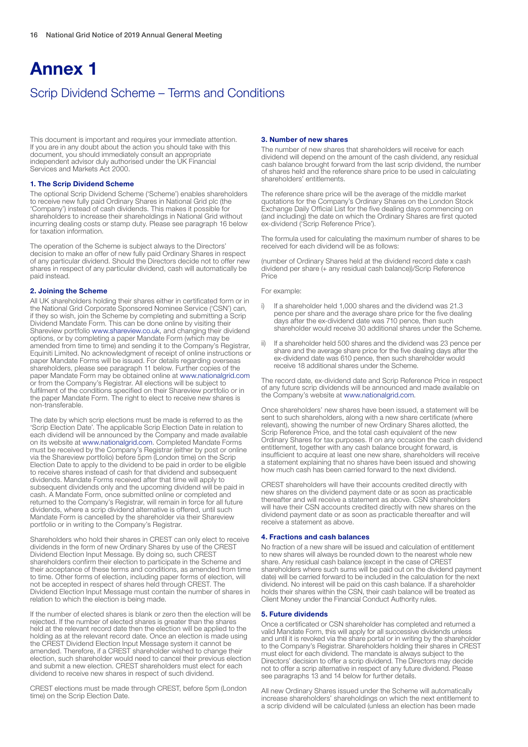# Annex 1

## Scrip Dividend Scheme – Terms and Conditions

This document is important and requires your immediate attention. If you are in any doubt about the action you should take with this document, you should immediately consult an appropriate independent advisor duly authorised under the UK Financial Services and Markets Act 2000.

### 1. The Scrip Dividend Scheme

The optional Scrip Dividend Scheme ('Scheme') enables shareholders to receive new fully paid Ordinary Shares in National Grid plc (the 'Company') instead of cash dividends. This makes it possible for shareholders to increase their shareholdings in National Grid without incurring dealing costs or stamp duty. Please see paragraph 16 below for taxation information.

The operation of the Scheme is subject always to the Directors' decision to make an offer of new fully paid Ordinary Shares in respect of any particular dividend. Should the Directors decide not to offer new shares in respect of any particular dividend, cash will automatically be paid instead.

### 2. Joining the Scheme

All UK shareholders holding their shares either in certificated form or in the National Grid Corporate Sponsored Nominee Service ('CSN') can, if they so wish, join the Scheme by completing and submitting a Scrip Dividend Mandate Form. This can be done online by visiting their Shareview portfolio www.shareview.co.uk, and changing their dividend options, or by completing a paper Mandate Form (which may be amended from time to time) and sending it to the Company's Registrar, Equiniti Limited. No acknowledgment of receipt of online instructions or paper Mandate Forms will be issued. For details regarding overseas shareholders, please see paragraph 11 below. Further copies of the paper Mandate Form may be obtained online at www.nationalgrid.com or from the Company's Registrar. All elections will be subject to fulfilment of the conditions specified on their Shareview portfolio or in the paper Mandate Form. The right to elect to receive new shares is non-transferable.

The date by which scrip elections must be made is referred to as the 'Scrip Election Date'. The applicable Scrip Election Date in relation to each dividend will be announced by the Company and made available on its website at www.nationalgrid.com. Completed Mandate Forms must be received by the Company's Registrar (either by post or online via the Shareview portfolio) before 5pm (London time) on the Scrip Election Date to apply to the dividend to be paid in order to be eligible to receive shares instead of cash for that dividend and subsequent dividends. Mandate Forms received after that time will apply to subsequent dividends only and the upcoming dividend will be paid in cash. A Mandate Form, once submitted online or completed and returned to the Company's Registrar, will remain in force for all future dividends, where a scrip dividend alternative is offered, until such Mandate Form is cancelled by the shareholder via their Shareview portfolio or in writing to the Company's Registrar.

Shareholders who hold their shares in CREST can only elect to receive dividends in the form of new Ordinary Shares by use of the CREST Dividend Election Input Message. By doing so, such CREST shareholders confirm their election to participate in the Scheme and their acceptance of these terms and conditions, as amended from time to time. Other forms of election, including paper forms of election, will not be accepted in respect of shares held through CREST. The Dividend Election Input Message must contain the number of shares in relation to which the election is being made.

If the number of elected shares is blank or zero then the election will be rejected. If the number of elected shares is greater than the shares held at the relevant record date then the election will be applied to the holding as at the relevant record date. Once an election is made using the CREST Dividend Election Input Message system it cannot be amended. Therefore, if a CREST shareholder wished to change their election, such shareholder would need to cancel their previous election and submit a new election. CREST shareholders must elect for each dividend to receive new shares in respect of such dividend.

CREST elections must be made through CREST, before 5pm (London time) on the Scrip Election Date.

### 3. Number of new shares

The number of new shares that shareholders will receive for each dividend will depend on the amount of the cash dividend, any residual cash balance brought forward from the last scrip dividend, the number of shares held and the reference share price to be used in calculating shareholders' entitlements.

The reference share price will be the average of the middle market quotations for the Company's Ordinary Shares on the London Stock Exchange Daily Official List for the five dealing days commencing on (and including) the date on which the Ordinary Shares are first quoted ex-dividend ('Scrip Reference Price').

The formula used for calculating the maximum number of shares to be received for each dividend will be as follows:

(number of Ordinary Shares held at the dividend record date x cash dividend per share (+ any residual cash balance))/Scrip Reference Price

For example:

i) If a shareholder held 1,000 shares and the dividend was 21.3 pence per share and the average share price for the five dealing days after the ex-dividend date was 710 pence, then such shareholder would receive 30 additional shares under the Scheme.

ii) If a shareholder held 500 shares and the dividend was 23 pence per share and the average share price for the five dealing days after the ex-dividend date was 610 pence, then such shareholder would receive 18 additional shares under the Scheme.

The record date, ex-dividend date and Scrip Reference Price in respect of any future scrip dividends will be announced and made available on the Company's website at www.nationalgrid.com.

Once shareholders' new shares have been issued, a statement will be sent to such shareholders, along with a new share certificate (where relevant), showing the number of new Ordinary Shares allotted, the Scrip Reference Price, and the total cash equivalent of the new Ordinary Shares for tax purposes. If on any occasion the cash dividend entitlement, together with any cash balance brought forward, is insufficient to acquire at least one new share, shareholders will receive a statement explaining that no shares have been issued and showing how much cash has been carried forward to the next dividend.

CREST shareholders will have their accounts credited directly with new shares on the dividend payment date or as soon as practicable thereafter and will receive a statement as above. CSN shareholders will have their CSN accounts credited directly with new shares on the dividend payment date or as soon as practicable thereafter and will receive a statement as above.

### 4. Fractions and cash balances

No fraction of a new share will be issued and calculation of entitlement to new shares will always be rounded down to the nearest whole new share. Any residual cash balance (except in the case of CREST shareholders where such sums will be paid out on the dividend payment date) will be carried forward to be included in the calculation for the next dividend. No interest will be paid on this cash balance. If a shareholder holds their shares within the CSN, their cash balance will be treated as Client Money under the Financial Conduct Authority rules.

### 5. Future dividends

Once a certificated or CSN shareholder has completed and returned a valid Mandate Form, this will apply for all successive dividends unless and until it is revoked via the share portal or in writing by the shareholder to the Company's Registrar. Shareholders holding their shares in CREST must elect for each dividend. The mandate is always subject to the Directors' decision to offer a scrip dividend. The Directors may decide not to offer a scrip alternative in respect of any future dividend. Please see paragraphs 13 and 14 below for further details.

All new Ordinary Shares issued under the Scheme will automatically increase shareholders' shareholdings on which the next entitlement to a scrip dividend will be calculated (unless an election has been made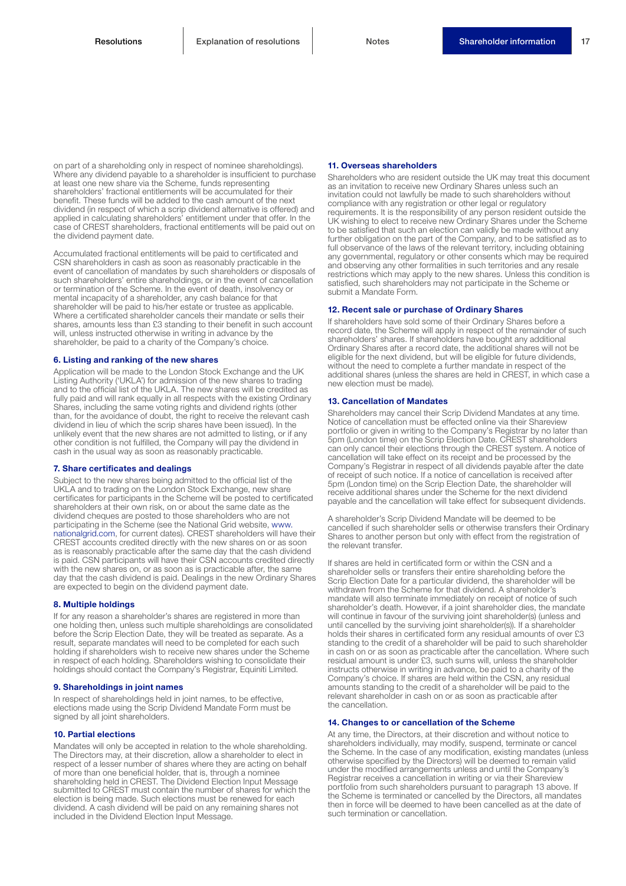on part of a shareholding only in respect of nominee shareholdings). Where any dividend payable to a shareholder is insufficient to purchase at least one new share via the Scheme, funds representing shareholders' fractional entitlements will be accumulated for their benefit. These funds will be added to the cash amount of the next dividend (in respect of which a scrip dividend alternative is offered) and applied in calculating shareholders' entitlement under that offer. In the case of CREST shareholders, fractional entitlements will be paid out on the dividend payment date.

Accumulated fractional entitlements will be paid to certificated and CSN shareholders in cash as soon as reasonably practicable in the event of cancellation of mandates by such shareholders or disposals of such shareholders' entire shareholdings, or in the event of cancellation or termination of the Scheme. In the event of death, insolvency or mental incapacity of a shareholder, any cash balance for that shareholder will be paid to his/her estate or trustee as applicable. Where a certificated shareholder cancels their mandate or sells their shares, amounts less than £3 standing to their benefit in such account will, unless instructed otherwise in writing in advance by the shareholder, be paid to a charity of the Company's choice.

### 6. Listing and ranking of the new shares

Application will be made to the London Stock Exchange and the UK Listing Authority ('UKLA') for admission of the new shares to trading and to the official list of the UKLA. The new shares will be credited as fully paid and will rank equally in all respects with the existing Ordinary Shares, including the same voting rights and dividend rights (other than, for the avoidance of doubt, the right to receive the relevant cash dividend in lieu of which the scrip shares have been issued). In the unlikely event that the new shares are not admitted to listing, or if any other condition is not fulfilled, the Company will pay the dividend in cash in the usual way as soon as reasonably practicable.

### 7. Share certificates and dealings

Subject to the new shares being admitted to the official list of the UKLA and to trading on the London Stock Exchange, new share certificates for participants in the Scheme will be posted to certificated shareholders at their own risk, on or about the same date as the dividend cheques are posted to those shareholders who are not participating in the Scheme (see the National Grid website, www.nationalgrid.com, for current dates). CREST shareholders will have their CREST accounts credited directly with the new shares on or as soon as is reasonably practicable after the same day that the cash dividend is paid. CSN participants will have their CSN accounts credited directly with the new shares on, or as soon as is practicable after, the same day that the cash dividend is paid. Dealings in the new Ordinary Shares are expected to begin on the dividend payment date.

### 8. Multiple holdings

If for any reason a shareholder's shares are registered in more than one holding then, unless such multiple shareholdings are consolidated before the Scrip Election Date, they will be treated as separate. As a result, separate mandates will need to be completed for each such holding if shareholders wish to receive new shares under the Scheme in respect of each holding. Shareholders wishing to consolidate their holdings should contact the Company's Registrar, Equiniti Limited.

### 9. Shareholdings in joint names

In respect of shareholdings held in joint names, to be effective, elections made using the Scrip Dividend Mandate Form must be signed by all joint shareholders.

### 10. Partial elections

Mandates will only be accepted in relation to the whole shareholding. The Directors may, at their discretion, allow a shareholder to elect in respect of a lesser number of shares where they are acting on behalf of more than one beneficial holder, that is, through a nominee shareholding held in CREST. The Dividend Election Input Message submitted to CREST must contain the number of shares for which the election is being made. Such elections must be renewed for each dividend. A cash dividend will be paid on any remaining shares not included in the Dividend Election Input Message.

### 11. Overseas shareholders

Shareholders who are resident outside the UK may treat this document as an invitation to receive new Ordinary Shares unless such an invitation could not lawfully be made to such shareholders without compliance with any registration or other legal or regulatory requirements. It is the responsibility of any person resident outside the UK wishing to elect to receive new Ordinary Shares under the Scheme to be satisfied that such an election can validly be made without any further obligation on the part of the Company, and to be satisfied as to full observance of the laws of the relevant territory, including obtaining any governmental, regulatory or other consents which may be required and observing any other formalities in such territories and any resale restrictions which may apply to the new shares. Unless this condition is satisfied, such shareholders may not participate in the Scheme or submit a Mandate Form.

### 12. Recent sale or purchase of Ordinary Shares

If shareholders have sold some of their Ordinary Shares before a record date, the Scheme will apply in respect of the remainder of such shareholders' shares. If shareholders have bought any additional Ordinary Shares after a record date, the additional shares will not be eligible for the next dividend, but will be eligible for future dividends, without the need to complete a further mandate in respect of the additional shares (unless the shares are held in CREST, in which case a new election must be made).

### 13. Cancellation of Mandates

Shareholders may cancel their Scrip Dividend Mandates at any time. Notice of cancellation must be effected online via their Shareview portfolio or given in writing to the Company's Registrar by no later than 5pm (London time) on the Scrip Election Date. CREST shareholders can only cancel their elections through the CREST system. A notice of cancellation will take effect on its receipt and be processed by the Company's Registrar in respect of all dividends payable after the date of receipt of such notice. If a notice of cancellation is received after 5pm (London time) on the Scrip Election Date, the shareholder will receive additional shares under the Scheme for the next dividend payable and the cancellation will take effect for subsequent dividends.

A shareholder's Scrip Dividend Mandate will be deemed to be cancelled if such shareholder sells or otherwise transfers their Ordinary Shares to another person but only with effect from the registration of the relevant transfer.

If shares are held in certificated form or within the CSN and a shareholder sells or transfers their entire shareholding before the Scrip Election Date for a particular dividend, the shareholder will be withdrawn from the Scheme for that dividend. A shareholder's mandate will also terminate immediately on receipt of notice of such shareholder's death. However, if a joint shareholder dies, the mandate will continue in favour of the surviving joint shareholder(s) (unless and until cancelled by the surviving joint shareholder(s)). If a shareholder holds their shares in certificated form any residual amounts of over £3 standing to the credit of a shareholder will be paid to such shareholder in cash on or as soon as practicable after the cancellation. Where such residual amount is under £3, such sums will, unless the shareholder instructs otherwise in writing in advance, be paid to a charity of the Company's choice. If shares are held within the CSN, any residual amounts standing to the credit of a shareholder will be paid to the relevant shareholder in cash on or as soon as practicable after the cancellation.

### 14. Changes to or cancellation of the Scheme

At any time, the Directors, at their discretion and without notice to shareholders individually, may modify, suspend, terminate or cancel the Scheme. In the case of any modification, existing mandates (unless otherwise specified by the Directors) will be deemed to remain valid under the modified arrangements unless and until the Company's Registrar receives a cancellation in writing or via their Shareview portfolio from such shareholders pursuant to paragraph 13 above. If the Scheme is terminated or cancelled by the Directors, all mandates then in force will be deemed to have been cancelled as at the date of such termination or cancellation.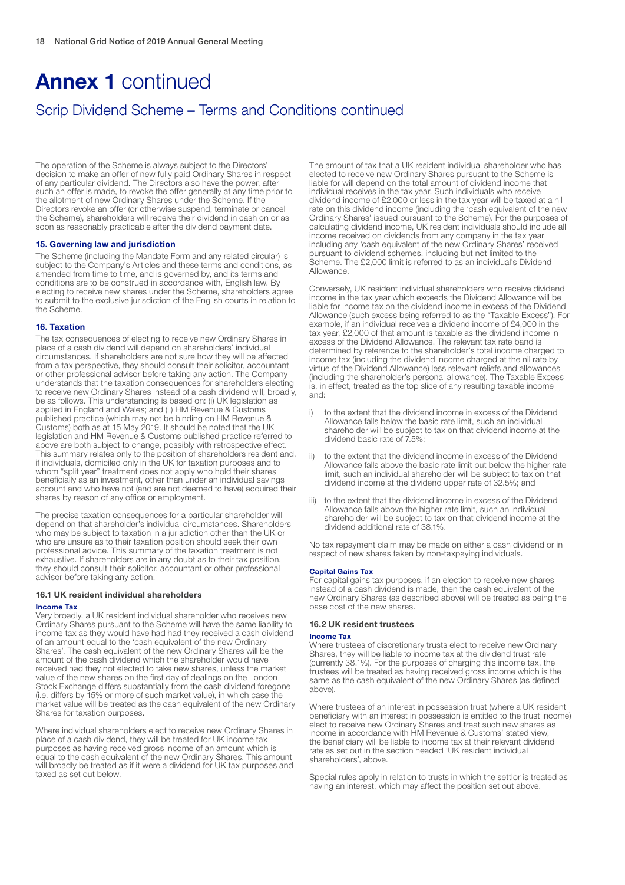# Annex 1 continued

## Scrip Dividend Scheme – Terms and Conditions continued

The operation of the Scheme is always subject to the Directors' decision to make an offer of new fully paid Ordinary Shares in respect of any particular dividend. The Directors also have the power, after such an offer is made, to revoke the offer generally at any time prior to the allotment of new Ordinary Shares under the Scheme. If the Directors revoke an offer (or otherwise suspend, terminate or cancel the Scheme), shareholders will receive their dividend in cash on or as soon as reasonably practicable after the dividend payment date.

### 15. Governing law and jurisdiction

The Scheme (including the Mandate Form and any related circular) is subject to the Company's Articles and these terms and conditions, as amended from time to time, and is governed by, and its terms and conditions are to be construed in accordance with, English law. By electing to receive new shares under the Scheme, shareholders agree to submit to the exclusive jurisdiction of the English courts in relation to the Scheme.

### 16. Taxation

The tax consequences of electing to receive new Ordinary Shares in place of a cash dividend will depend on shareholders' individual circumstances. If shareholders are not sure how they will be affected from a tax perspective, they should consult their solicitor, accountant or other professional advisor before taking any action. The Company understands that the taxation consequences for shareholders electing to receive new Ordinary Shares instead of a cash dividend will, broadly, be as follows. This understanding is based on: (i) UK legislation as applied in England and Wales; and (ii) HM Revenue & Customs published practice (which may not be binding on HM Revenue & Customs) both as at 15 May 2019. It should be noted that the UK legislation and HM Revenue & Customs published practice referred to above are both subject to change, possibly with retrospective effect. This summary relates only to the position of shareholders resident and, if individuals, domiciled only in the UK for taxation purposes and to whom "split year" treatment does not apply who hold their shares beneficially as an investment, other than under an individual savings account and who have not (and are not deemed to have) acquired their shares by reason of any office or employment.

The precise taxation consequences for a particular shareholder will depend on that shareholder's individual circumstances. Shareholders who may be subject to taxation in a jurisdiction other than the UK or who are unsure as to their taxation position should seek their own professional advice. This summary of the taxation treatment is not exhaustive. If shareholders are in any doubt as to their tax position, they should consult their solicitor, accountant or other professional advisor before taking any action.

#### 16.1 UK resident individual shareholders

**Income Tax**

Very broadly, a UK resident individual shareholder who receives new Ordinary Shares pursuant to the Scheme will have the same liability to income tax as they would have had had they received a cash dividend of an amount equal to the 'cash equivalent of the new Ordinary Shares'. The cash equivalent of the new Ordinary Shares will be the amount of the cash dividend which the shareholder would have received had they not elected to take new shares, unless the market value of the new shares on the first day of dealings on the London Stock Exchange differs substantially from the cash dividend foregone (i.e. differs by 15% or more of such market value), in which case the market value will be treated as the cash equivalent of the new Ordinary Shares for taxation purposes.

Where individual shareholders elect to receive new Ordinary Shares in place of a cash dividend, they will be treated for UK income tax purposes as having received gross income of an amount which is equal to the cash equivalent of the new Ordinary Shares. This amount will broadly be treated as if it were a dividend for UK tax purposes and taxed as set out below.

The amount of tax that a UK resident individual shareholder who has elected to receive new Ordinary Shares pursuant to the Scheme is liable for will depend on the total amount of dividend income that individual receives in the tax year. Such individuals who receive dividend income of £2,000 or less in the tax year will be taxed at a nil rate on this dividend income (including the 'cash equivalent of the new Ordinary Shares' issued pursuant to the Scheme). For the purposes of calculating dividend income, UK resident individuals should include all income received on dividends from any company in the tax year including any 'cash equivalent of the new Ordinary Shares' received pursuant to dividend schemes, including but not limited to the Scheme. The £2,000 limit is referred to as an individual's Dividend Allowance.

Conversely, UK resident individual shareholders who receive dividend income in the tax year which exceeds the Dividend Allowance will be liable for income tax on the dividend income in excess of the Dividend Allowance (such excess being referred to as the "Taxable Excess"). For example, if an individual receives a dividend income of £4,000 in the tax year, £2,000 of that amount is taxable as the dividend income in excess of the Dividend Allowance. The relevant tax rate band is determined by reference to the shareholder's total income charged to income tax (including the dividend income charged at the nil rate by virtue of the Dividend Allowance) less relevant reliefs and allowances (including the shareholder's personal allowance). The Taxable Excess is, in effect, treated as the top slice of any resulting taxable income and:

i) to the extent that the dividend income in excess of the Dividend Allowance falls below the basic rate limit, such an individual shareholder will be subject to tax on that dividend income at the dividend basic rate of 7.5%;

ii) to the extent that the dividend income in excess of the Dividend Allowance falls above the basic rate limit but below the higher rate limit, such an individual shareholder will be subject to tax on that dividend income at the dividend upper rate of 32.5%; and

iii) to the extent that the dividend income in excess of the Dividend Allowance falls above the higher rate limit, such an individual shareholder will be subject to tax on that dividend income at the dividend additional rate of 38.1%.

No tax repayment claim may be made on either a cash dividend or in respect of new shares taken by non-taxpaying individuals.

**Capital Gains Tax**

For capital gains tax purposes, if an election to receive new shares instead of a cash dividend is made, then the cash equivalent of the new Ordinary Shares (as described above) will be treated as being the base cost of the new shares.

#### 16.2 UK resident trustees

**Income Tax**

Where trustees of discretionary trusts elect to receive new Ordinary Shares, they will be liable to income tax at the dividend trust rate (currently 38.1%). For the purposes of charging this income tax, the trustees will be treated as having received gross income which is the same as the cash equivalent of the new Ordinary Shares (as defined above).

Where trustees of an interest in possession trust (where a UK resident beneficiary with an interest in possession is entitled to the trust income) elect to receive new Ordinary Shares and treat such new shares as income in accordance with HM Revenue & Customs' stated view, the beneficiary will be liable to income tax at their relevant dividend rate as set out in the section headed 'UK resident individual shareholders', above.

Special rules apply in relation to trusts in which the settlor is treated as having an interest, which may affect the position set out above.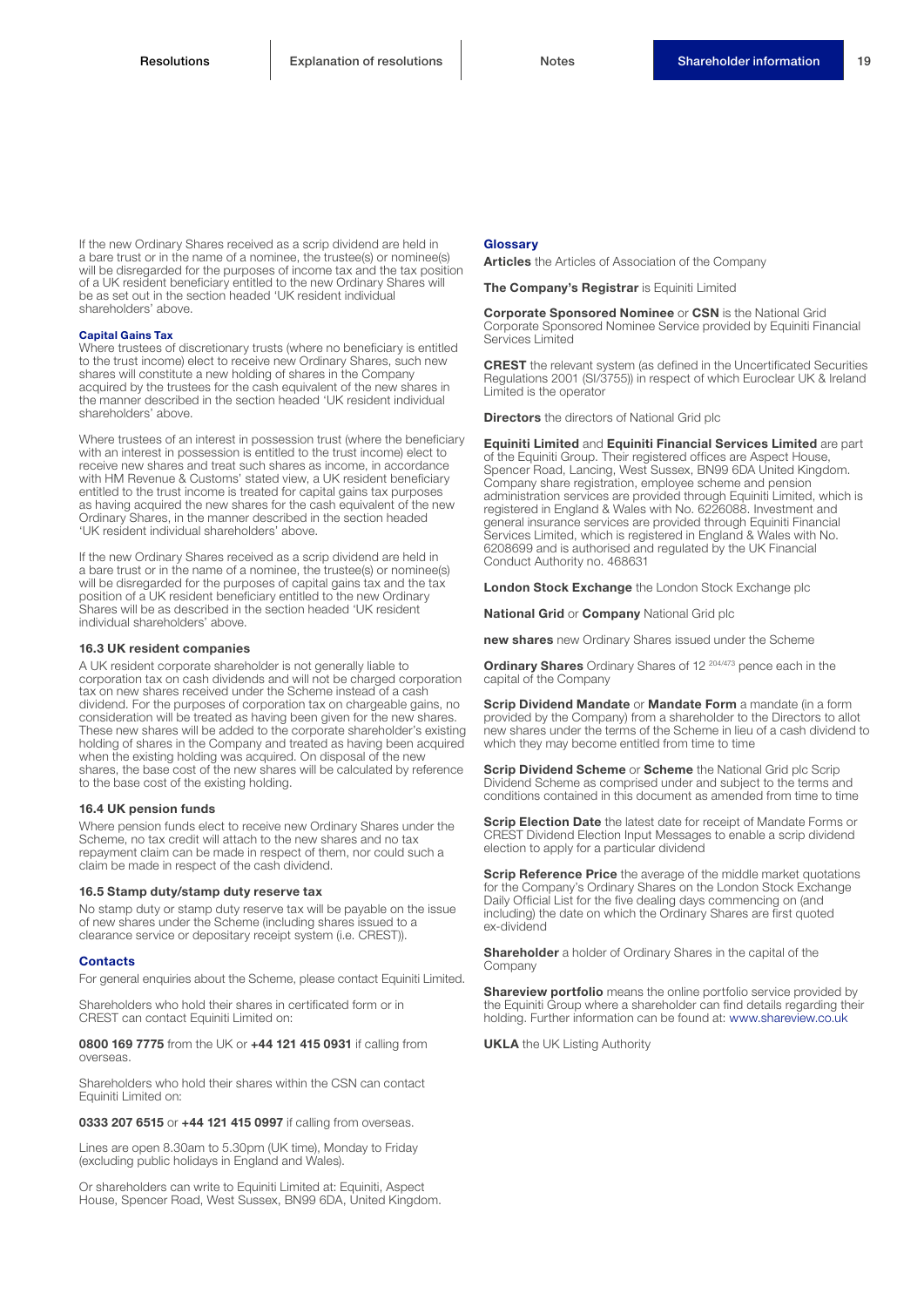If the new Ordinary Shares received as a scrip dividend are held in a bare trust or in the name of a nominee, the trustee(s) or nominee(s) will be disregarded for the purposes of income tax and the tax position of a UK resident beneficiary entitled to the new Ordinary Shares will be as set out in the section headed 'UK resident individual shareholders' above.

#### Capital Gains Tax

Where trustees of discretionary trusts (where no beneficiary is entitled to the trust income) elect to receive new Ordinary Shares, such new shares will constitute a new holding of shares in the Company acquired by the trustees for the cash equivalent of the new shares in the manner described in the section headed 'UK resident individual shareholders' above.

Where trustees of an interest in possession trust (where the beneficiary with an interest in possession is entitled to the trust income) elect to receive new shares and treat such shares as income, in accordance with HM Revenue & Customs' stated view, a UK resident beneficiary entitled to the trust income is treated for capital gains tax purposes as having acquired the new shares for the cash equivalent of the new Ordinary Shares, in the manner described in the section headed 'UK resident individual shareholders' above.

If the new Ordinary Shares received as a scrip dividend are held in a bare trust or in the name of a nominee, the trustee(s) or nominee(s) will be disregarded for the purposes of capital gains tax and the tax position of a UK resident beneficiary entitled to the new Ordinary Shares will be as described in the section headed 'UK resident individual shareholders' above.

### 16.3 UK resident companies

A UK resident corporate shareholder is not generally liable to corporation tax on cash dividends and will not be charged corporation tax on new shares received under the Scheme instead of a cash dividend. For the purposes of corporation tax on chargeable gains, no consideration will be treated as having been given for the new shares. These new shares will be added to the corporate shareholder's existing holding of shares in the Company and treated as having been acquired when the existing holding was acquired. On disposal of the new shares, the base cost of the new shares will be calculated by reference to the base cost of the existing holding.

### 16.4 UK pension funds

Where pension funds elect to receive new Ordinary Shares under the Scheme, no tax credit will attach to the new shares and no tax repayment claim can be made in respect of them, nor could such a claim be made in respect of the cash dividend.

### 16.5 Stamp duty/stamp duty reserve tax

No stamp duty or stamp duty reserve tax will be payable on the issue of new shares under the Scheme (including shares issued to a clearance service or depositary receipt system (i.e. CREST)).

## Contacts

For general enquiries about the Scheme, please contact Equiniti Limited.

Shareholders who hold their shares in certificated form or in CREST can contact Equiniti Limited on:

**0800 169 7775** from the UK or **+44 121 415 0931** if calling from overseas.

Shareholders who hold their shares within the CSN can contact Equiniti Limited on:

**0333 207 6515** or **+44 121 415 0997** if calling from overseas.

Lines are open 8.30am to 5.30pm (UK time), Monday to Friday (excluding public holidays in England and Wales).

Or shareholders can write to Equiniti Limited at: Equiniti, Aspect House, Spencer Road, West Sussex, BN99 6DA, United Kingdom.

## Glossary

**Articles** the Articles of Association of the Company

**The Company's Registrar** is Equiniti Limited

**Corporate Sponsored Nominee** or **CSN** is the National Grid Corporate Sponsored Nominee Service provided by Equiniti Financial Services Limited

**CREST** the relevant system (as defined in the Uncertificated Securities Regulations 2001 (SI/3755)) in respect of which Euroclear UK & Ireland Limited is the operator

**Directors** the directors of National Grid plc

**Equiniti Limited** and **Equiniti Financial Services Limited** are part of the Equiniti Group. Their registered offices are Aspect House, Spencer Road, Lancing, West Sussex, BN99 6DA United Kingdom. Company share registration, employee scheme and pension administration services are provided through Equiniti Limited, which is registered in England & Wales with No. 6226088. Investment and general insurance services are provided through Equiniti Financial Services Limited, which is registered in England & Wales with No. 6208699 and is authorised and regulated by the UK Financial Conduct Authority no. 468631

**London Stock Exchange** the London Stock Exchange plc

**National Grid** or **Company** National Grid plc

**new shares** new Ordinary Shares issued under the Scheme

**Ordinary Shares** Ordinary Shares of 12 $\frac{204}{473}$ pence each in the capital of the Company

**Scrip Dividend Mandate** or **Mandate Form** a mandate (in a form provided by the Company) from a shareholder to the Directors to allot new shares under the terms of the Scheme in lieu of a cash dividend to which they may become entitled from time to time

**Scrip Dividend Scheme** or **Scheme** the National Grid plc Scrip Dividend Scheme as comprised under and subject to the terms and conditions contained in this document as amended from time to time

**Scrip Election Date** the latest date for receipt of Mandate Forms or CREST Dividend Election Input Messages to enable a scrip dividend election to apply for a particular dividend

**Scrip Reference Price** the average of the middle market quotations for the Company's Ordinary Shares on the London Stock Exchange Daily Official List for the five dealing days commencing on (and including) the date on which the Ordinary Shares are first quoted ex-dividend

**Shareholder** a holder of Ordinary Shares in the capital of the Company

**Shareview portfolio** means the online portfolio service provided by the Equiniti Group where a shareholder can find details regarding their holding. Further information can be found at: www.shareview.co.uk

**UKLA** the UK Listing Authority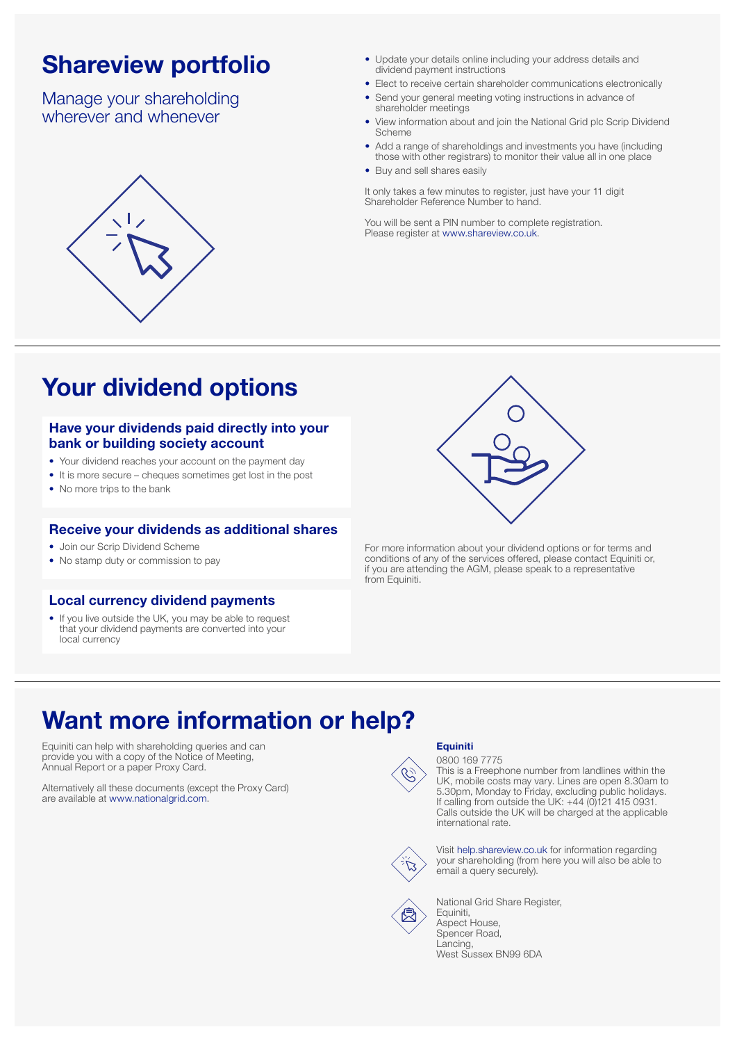# Shareview portfolio

Manage your shareholding wherever and whenever

- Update your details online including your address details and dividend payment instructions
- Elect to receive certain shareholder communications electronically
- Send your general meeting voting instructions in advance of shareholder meetings
- View information about and join the National Grid plc Scrip Dividend Scheme
- Add a range of shareholdings and investments you have (including those with other registrars) to monitor their value all in one place
- Buy and sell shares easily

It only takes a few minutes to register, just have your 11 digit Shareholder Reference Number to hand.

You will be sent a PIN number to complete registration. Please register at www.shareview.co.uk.

# Your dividend options

### Have your dividends paid directly into your bank or building society account

- Your dividend reaches your account on the payment day
- It is more secure – cheques sometimes get lost in the post
- No more trips to the bank

### Receive your dividends as additional shares

- Join our Scrip Dividend Scheme
- No stamp duty or commission to pay

### Local currency dividend payments

- If you live outside the UK, you may be able to request that your dividend payments are converted into your local currency

For more information about your dividend options or for terms and conditions of any of the services offered, please contact Equiniti or, if you are attending the AGM, please speak to a representative from Equiniti.

# Want more information or help?

Equiniti can help with shareholding queries and can provide you with a copy of the Notice of Meeting, Annual Report or a paper Proxy Card.

Alternatively all these documents (except the Proxy Card) are available at www.nationalgrid.com.

**Equiniti**

0800 169 7775
This is a Freephone number from landlines within the UK, mobile costs may vary. Lines are open 8.30am to 5.30pm, Monday to Friday, excluding public holidays. If calling from outside the UK: +44 (0)121 415 0931. Calls outside the UK will be charged at the applicable international rate.

Visit help.shareview.co.uk for information regarding your shareholding (from here you will also be able to email a query securely).

National Grid Share Register,
Equiniti,
Aspect House,
Spencer Road,
Lancing,
West Sussex BN99 6DA